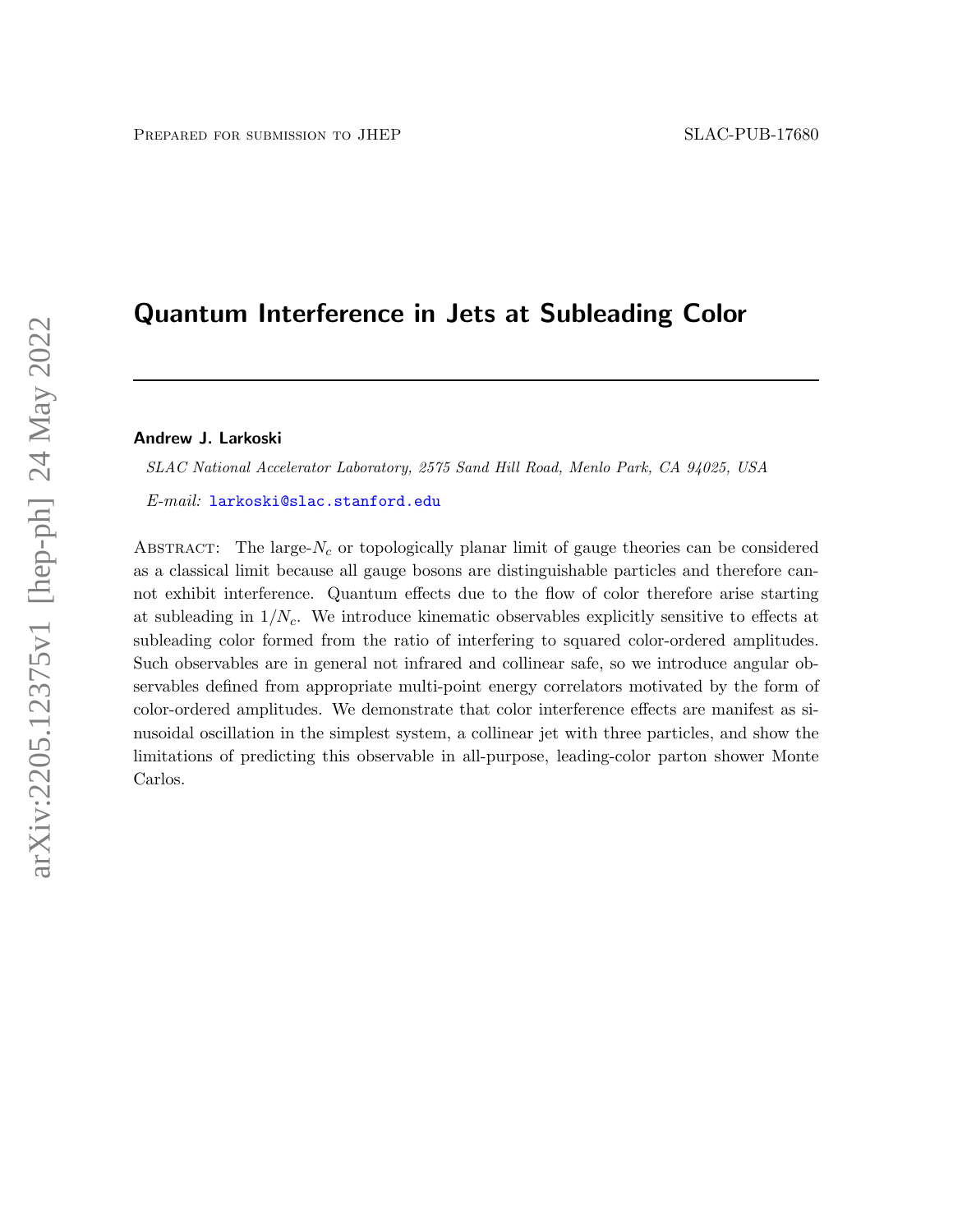Prepared for submission to JHEP

SLAC-PUB-17680

# Quantum Interference in Jets at Subleading Color

**Andrew J. Larkoski**

*SLAC National Accelerator Laboratory, 2575 Sand Hill Road, Menlo Park, CA 94025, USA*

*E-mail:* larkoski@slac.stanford.edu

Abstract: The large-$N_c$ or topologically planar limit of gauge theories can be considered as a classical limit because all gauge bosons are distinguishable particles and therefore cannot exhibit interference. Quantum effects due to the flow of color therefore arise starting at subleading in $1/N_c$. We introduce kinematic observables explicitly sensitive to effects at subleading color formed from the ratio of interfering to squared color-ordered amplitudes. Such observables are in general not infrared and collinear safe, so we introduce angular observables defined from appropriate multi-point energy correlators motivated by the form of color-ordered amplitudes. We demonstrate that color interference effects are manifest as sinusoidal oscillation in the simplest system, a collinear jet with three particles, and show the limitations of predicting this observable in all-purpose, leading-color parton shower Monte Carlos.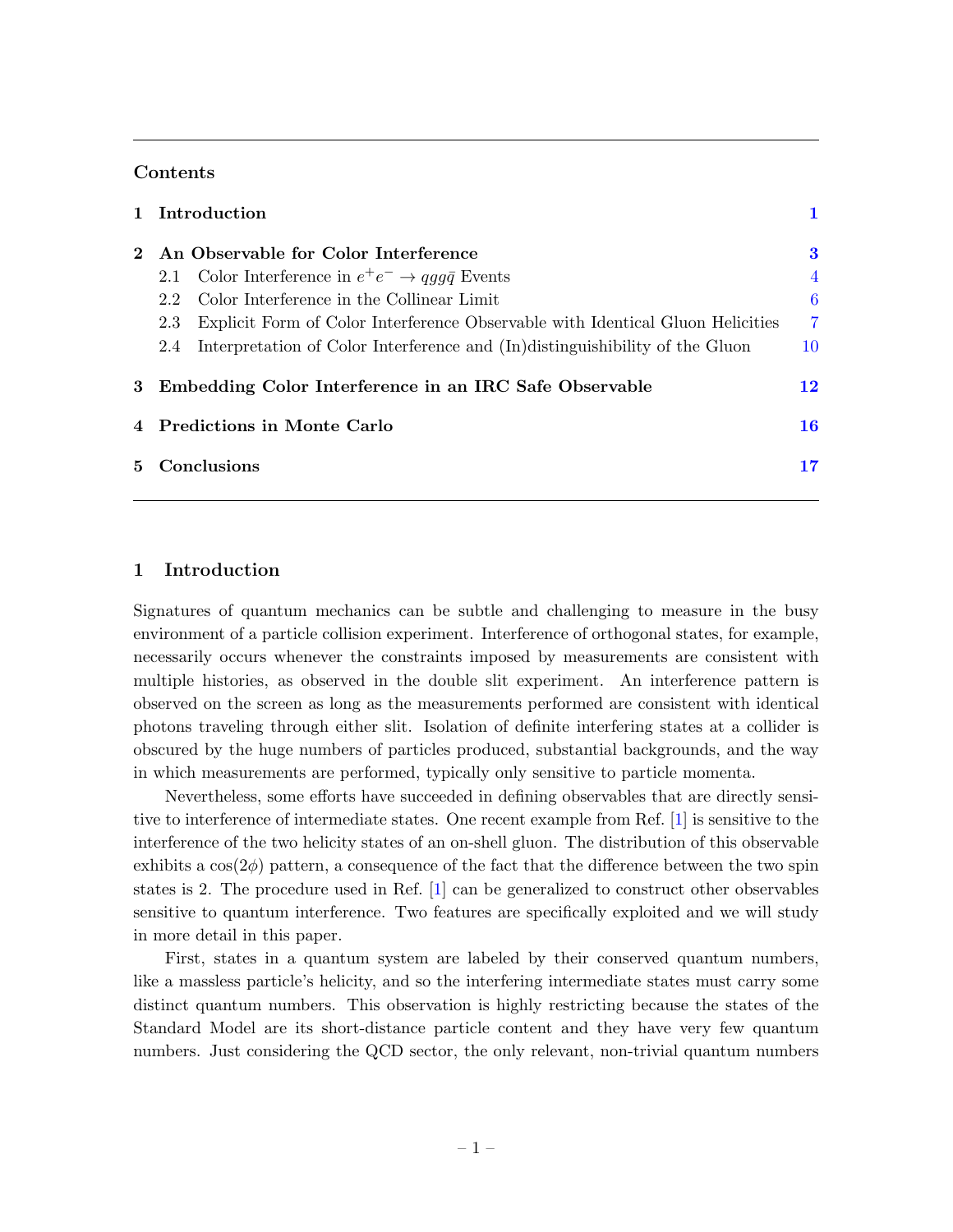## Contents

| | | |
|---|---|---|
| **1** | **Introduction** | **1** |
| **2** | **An Observable for Color Interference** | **3** |
| | 2.1 Color Interference in $e^+e^- \to qgg\bar{q}$ Events | 4 |
| | 2.2 Color Interference in the Collinear Limit | 6 |
| | 2.3 Explicit Form of Color Interference Observable with Identical Gluon Helicities | 7 |
| | 2.4 Interpretation of Color Interference and (In)distinguishibility of the Gluon | 10 |
| **3** | **Embedding Color Interference in an IRC Safe Observable** | **12** |
| **4** | **Predictions in Monte Carlo** | **16** |
| **5** | **Conclusions** | **17** |

# 1 Introduction

Signatures of quantum mechanics can be subtle and challenging to measure in the busy environment of a particle collision experiment. Interference of orthogonal states, for example, necessarily occurs whenever the constraints imposed by measurements are consistent with multiple histories, as observed in the double slit experiment. An interference pattern is observed on the screen as long as the measurements performed are consistent with identical photons traveling through either slit. Isolation of definite interfering states at a collider is obscured by the huge numbers of particles produced, substantial backgrounds, and the way in which measurements are performed, typically only sensitive to particle momenta.

Nevertheless, some efforts have succeeded in defining observables that are directly sensitive to interference of intermediate states. One recent example from Ref. [1] is sensitive to the interference of the two helicity states of an on-shell gluon. The distribution of this observable exhibits a $\cos(2\phi)$ pattern, a consequence of the fact that the difference between the two spin states is 2. The procedure used in Ref. [1] can be generalized to construct other observables sensitive to quantum interference. Two features are specifically exploited and we will study in more detail in this paper.

First, states in a quantum system are labeled by their conserved quantum numbers, like a massless particle's helicity, and so the interfering intermediate states must carry some distinct quantum numbers. This observation is highly restricting because the states of the Standard Model are its short-distance particle content and they have very few quantum numbers. Just considering the QCD sector, the only relevant, non-trivial quantum numbers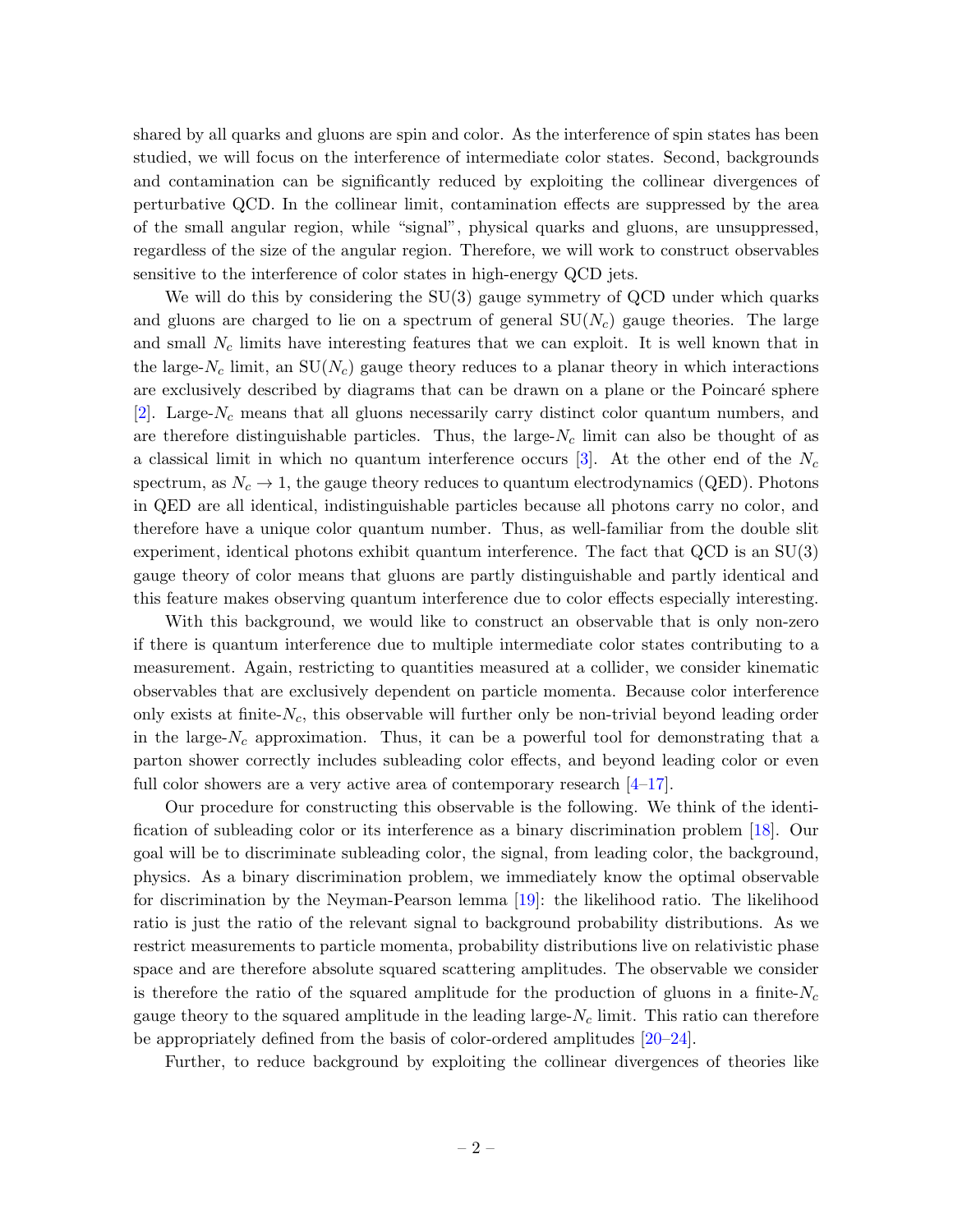shared by all quarks and gluons are spin and color. As the interference of spin states has been studied, we will focus on the interference of intermediate color states. Second, backgrounds and contamination can be significantly reduced by exploiting the collinear divergences of perturbative QCD. In the collinear limit, contamination effects are suppressed by the area of the small angular region, while "signal", physical quarks and gluons, are unsuppressed, regardless of the size of the angular region. Therefore, we will work to construct observables sensitive to the interference of color states in high-energy QCD jets.

We will do this by considering the SU(3) gauge symmetry of QCD under which quarks and gluons are charged to lie on a spectrum of general SU($N_c$) gauge theories. The large and small $N_c$ limits have interesting features that we can exploit. It is well known that in the large-$N_c$ limit, an SU($N_c$) gauge theory reduces to a planar theory in which interactions are exclusively described by diagrams that can be drawn on a plane or the Poincaré sphere [2]. Large-$N_c$ means that all gluons necessarily carry distinct color quantum numbers, and are therefore distinguishable particles. Thus, the large-$N_c$ limit can also be thought of as a classical limit in which no quantum interference occurs [3]. At the other end of the $N_c$ spectrum, as $N_c \to 1$, the gauge theory reduces to quantum electrodynamics (QED). Photons in QED are all identical, indistinguishable particles because all photons carry no color, and therefore have a unique color quantum number. Thus, as well-familiar from the double slit experiment, identical photons exhibit quantum interference. The fact that QCD is an SU(3) gauge theory of color means that gluons are partly distinguishable and partly identical and this feature makes observing quantum interference due to color effects especially interesting.

With this background, we would like to construct an observable that is only non-zero if there is quantum interference due to multiple intermediate color states contributing to a measurement. Again, restricting to quantities measured at a collider, we consider kinematic observables that are exclusively dependent on particle momenta. Because color interference only exists at finite-$N_c$, this observable will further only be non-trivial beyond leading order in the large-$N_c$ approximation. Thus, it can be a powerful tool for demonstrating that a parton shower correctly includes subleading color effects, and beyond leading color or even full color showers are a very active area of contemporary research [4–17].

Our procedure for constructing this observable is the following. We think of the identification of subleading color or its interference as a binary discrimination problem [18]. Our goal will be to discriminate subleading color, the signal, from leading color, the background, physics. As a binary discrimination problem, we immediately know the optimal observable for discrimination by the Neyman-Pearson lemma [19]: the likelihood ratio. The likelihood ratio is just the ratio of the relevant signal to background probability distributions. As we restrict measurements to particle momenta, probability distributions live on relativistic phase space and are therefore absolute squared scattering amplitudes. The observable we consider is therefore the ratio of the squared amplitude for the production of gluons in a finite-$N_c$ gauge theory to the squared amplitude in the leading large-$N_c$ limit. This ratio can therefore be appropriately defined from the basis of color-ordered amplitudes [20–24].

Further, to reduce background by exploiting the collinear divergences of theories like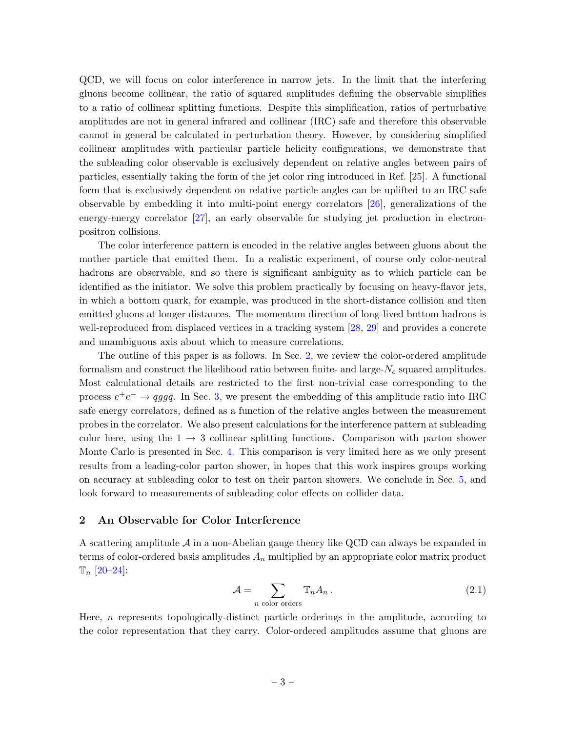QCD, we will focus on color interference in narrow jets. In the limit that the interfering gluons become collinear, the ratio of squared amplitudes defining the observable simplifies to a ratio of collinear splitting functions. Despite this simplification, ratios of perturbative amplitudes are not in general infrared and collinear (IRC) safe and therefore this observable cannot in general be calculated in perturbation theory. However, by considering simplified collinear amplitudes with particular particle helicity configurations, we demonstrate that the subleading color observable is exclusively dependent on relative angles between pairs of particles, essentially taking the form of the jet color ring introduced in Ref. [25]. A functional form that is exclusively dependent on relative particle angles can be uplifted to an IRC safe observable by embedding it into multi-point energy correlators [26], generalizations of the energy-energy correlator [27], an early observable for studying jet production in electron-positron collisions.

The color interference pattern is encoded in the relative angles between gluons about the mother particle that emitted them. In a realistic experiment, of course only color-neutral hadrons are observable, and so there is significant ambiguity as to which particle can be identified as the initiator. We solve this problem practically by focusing on heavy-flavor jets, in which a bottom quark, for example, was produced in the short-distance collision and then emitted gluons at longer distances. The momentum direction of long-lived bottom hadrons is well-reproduced from displaced vertices in a tracking system [28, 29] and provides a concrete and unambiguous axis about which to measure correlations.

The outline of this paper is as follows. In Sec. 2, we review the color-ordered amplitude formalism and construct the likelihood ratio between finite- and large-$N_c$ squared amplitudes. Most calculational details are restricted to the first non-trivial case corresponding to the process $e^+e^- \to qgg\bar{q}$. In Sec. 3, we present the embedding of this amplitude ratio into IRC safe energy correlators, defined as a function of the relative angles between the measurement probes in the correlator. We also present calculations for the interference pattern at subleading color here, using the $1 \to 3$ collinear splitting functions. Comparison with parton shower Monte Carlo is presented in Sec. 4. This comparison is very limited here as we only present results from a leading-color parton shower, in hopes that this work inspires groups working on accuracy at subleading color to test on their parton showers. We conclude in Sec. 5, and look forward to measurements of subleading color effects on collider data.

## 2 An Observable for Color Interference

A scattering amplitude $\mathcal{A}$ in a non-Abelian gauge theory like QCD can always be expanded in terms of color-ordered basis amplitudes $A_n$ multiplied by an appropriate color matrix product $\mathbb{T}_n$ [20–24]:

$$\mathcal{A} = \sum_{n \text{ color orders}} \mathbb{T}_n A_n \,. \tag{2.1}$$

Here, $n$ represents topologically-distinct particle orderings in the amplitude, according to the color representation that they carry. Color-ordered amplitudes assume that gluons are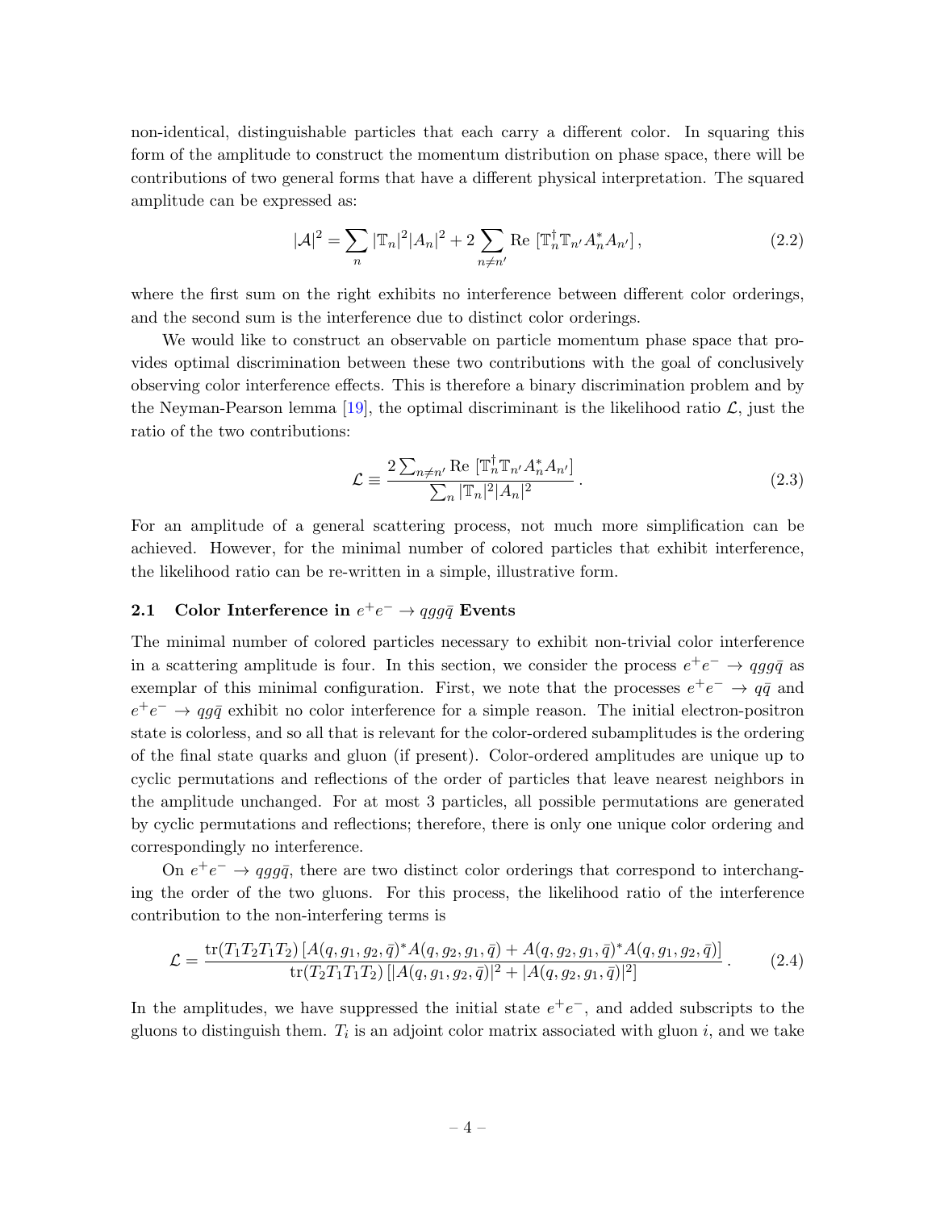non-identical, distinguishable particles that each carry a different color. In squaring this form of the amplitude to construct the momentum distribution on phase space, there will be contributions of two general forms that have a different physical interpretation. The squared amplitude can be expressed as:

$$|\mathcal{A}|^2 = \sum_n |\mathbb{T}_n|^2 |A_n|^2 + 2\sum_{n\neq n'} \text{Re}\,[\mathbb{T}_n^\dagger \mathbb{T}_{n'} A_n^* A_{n'}]\,, \tag{2.2}$$

where the first sum on the right exhibits no interference between different color orderings, and the second sum is the interference due to distinct color orderings.

We would like to construct an observable on particle momentum phase space that provides optimal discrimination between these two contributions with the goal of conclusively observing color interference effects. This is therefore a binary discrimination problem and by the Neyman-Pearson lemma [19], the optimal discriminant is the likelihood ratio $\mathcal{L}$, just the ratio of the two contributions:

$$\mathcal{L} \equiv \frac{2\sum_{n\neq n'} \text{Re}\,[\mathbb{T}_n^\dagger \mathbb{T}_{n'} A_n^* A_{n'}]}{\sum_n |\mathbb{T}_n|^2 |A_n|^2}\,. \tag{2.3}$$

For an amplitude of a general scattering process, not much more simplification can be achieved. However, for the minimal number of colored particles that exhibit interference, the likelihood ratio can be re-written in a simple, illustrative form.

### 2.1 Color Interference in $e^+e^- \to qgg\bar{q}$ Events

The minimal number of colored particles necessary to exhibit non-trivial color interference in a scattering amplitude is four. In this section, we consider the process $e^+e^- \to qgg\bar{q}$ as exemplar of this minimal configuration. First, we note that the processes $e^+e^- \to q\bar{q}$ and $e^+e^- \to qg\bar{q}$ exhibit no color interference for a simple reason. The initial electron-positron state is colorless, and so all that is relevant for the color-ordered subamplitudes is the ordering of the final state quarks and gluon (if present). Color-ordered amplitudes are unique up to cyclic permutations and reflections of the order of particles that leave nearest neighbors in the amplitude unchanged. For at most 3 particles, all possible permutations are generated by cyclic permutations and reflections; therefore, there is only one unique color ordering and correspondingly no interference.

On $e^+e^- \to qgg\bar{q}$, there are two distinct color orderings that correspond to interchanging the order of the two gluons. For this process, the likelihood ratio of the interference contribution to the non-interfering terms is

$$\mathcal{L} = \frac{\text{tr}(T_1T_2T_1T_2)\,[A(q,g_1,g_2,\bar{q})^* A(q,g_2,g_1,\bar{q}) + A(q,g_2,g_1,\bar{q})^* A(q,g_1,g_2,\bar{q})]}{\text{tr}(T_2T_1T_1T_2)\,[|A(q,g_1,g_2,\bar{q})|^2 + |A(q,g_2,g_1,\bar{q})|^2]}\,. \tag{2.4}$$

In the amplitudes, we have suppressed the initial state $e^+e^-$, and added subscripts to the gluons to distinguish them. $T_i$ is an adjoint color matrix associated with gluon $i$, and we take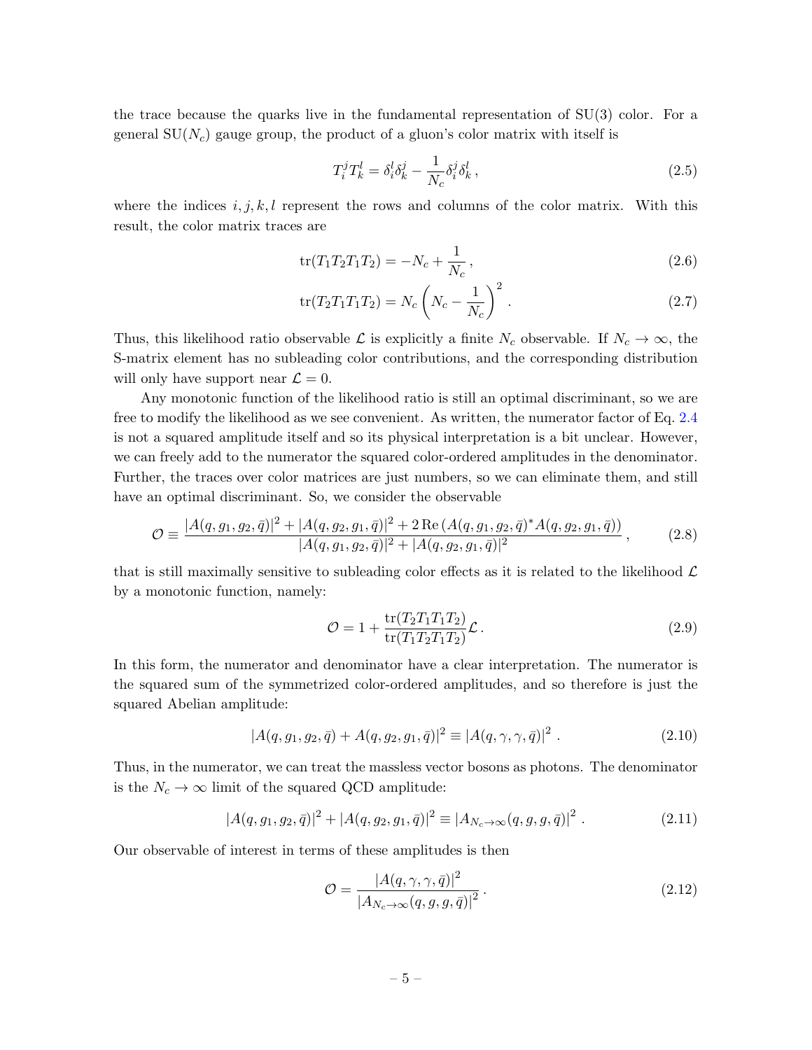the trace because the quarks live in the fundamental representation of SU(3) color. For a general SU($N_c$) gauge group, the product of a gluon's color matrix with itself is

$$T_i^j T_k^l = \delta_i^l \delta_k^j - \frac{1}{N_c} \delta_i^j \delta_k^l \,, \tag{2.5}$$

where the indices $i, j, k, l$ represent the rows and columns of the color matrix. With this result, the color matrix traces are

$$\text{tr}(T_1 T_2 T_1 T_2) = -N_c + \frac{1}{N_c} \,, \tag{2.6}$$

$$\text{tr}(T_2 T_1 T_1 T_2) = N_c \left( N_c - \frac{1}{N_c} \right)^2 \,. \tag{2.7}$$

Thus, this likelihood ratio observable $\mathcal{L}$ is explicitly a finite $N_c$ observable. If $N_c \to \infty$, the S-matrix element has no subleading color contributions, and the corresponding distribution will only have support near $\mathcal{L} = 0$.

Any monotonic function of the likelihood ratio is still an optimal discriminant, so we are free to modify the likelihood as we see convenient. As written, the numerator factor of Eq. 2.4 is not a squared amplitude itself and so its physical interpretation is a bit unclear. However, we can freely add to the numerator the squared color-ordered amplitudes in the denominator. Further, the traces over color matrices are just numbers, so we can eliminate them, and still have an optimal discriminant. So, we consider the observable

$$\mathcal{O} \equiv \frac{|A(q, g_1, g_2, \bar{q})|^2 + |A(q, g_2, g_1, \bar{q})|^2 + 2\,\text{Re}\left(A(q, g_1, g_2, \bar{q})^* A(q, g_2, g_1, \bar{q})\right)}{|A(q, g_1, g_2, \bar{q})|^2 + |A(q, g_2, g_1, \bar{q})|^2} \,, \tag{2.8}$$

that is still maximally sensitive to subleading color effects as it is related to the likelihood $\mathcal{L}$ by a monotonic function, namely:

$$\mathcal{O} = 1 + \frac{\text{tr}(T_2 T_1 T_1 T_2)}{\text{tr}(T_1 T_2 T_1 T_2)} \mathcal{L} \,. \tag{2.9}$$

In this form, the numerator and denominator have a clear interpretation. The numerator is the squared sum of the symmetrized color-ordered amplitudes, and so therefore is just the squared Abelian amplitude:

$$|A(q, g_1, g_2, \bar{q}) + A(q, g_2, g_1, \bar{q})|^2 \equiv |A(q, \gamma, \gamma, \bar{q})|^2 \,. \tag{2.10}$$

Thus, in the numerator, we can treat the massless vector bosons as photons. The denominator is the $N_c \to \infty$ limit of the squared QCD amplitude:

$$|A(q, g_1, g_2, \bar{q})|^2 + |A(q, g_2, g_1, \bar{q})|^2 \equiv |A_{N_c \to \infty}(q, g, g, \bar{q})|^2 \,. \tag{2.11}$$

Our observable of interest in terms of these amplitudes is then

$$\mathcal{O} = \frac{|A(q, \gamma, \gamma, \bar{q})|^2}{|A_{N_c \to \infty}(q, g, g, \bar{q})|^2} \,. \tag{2.12}$$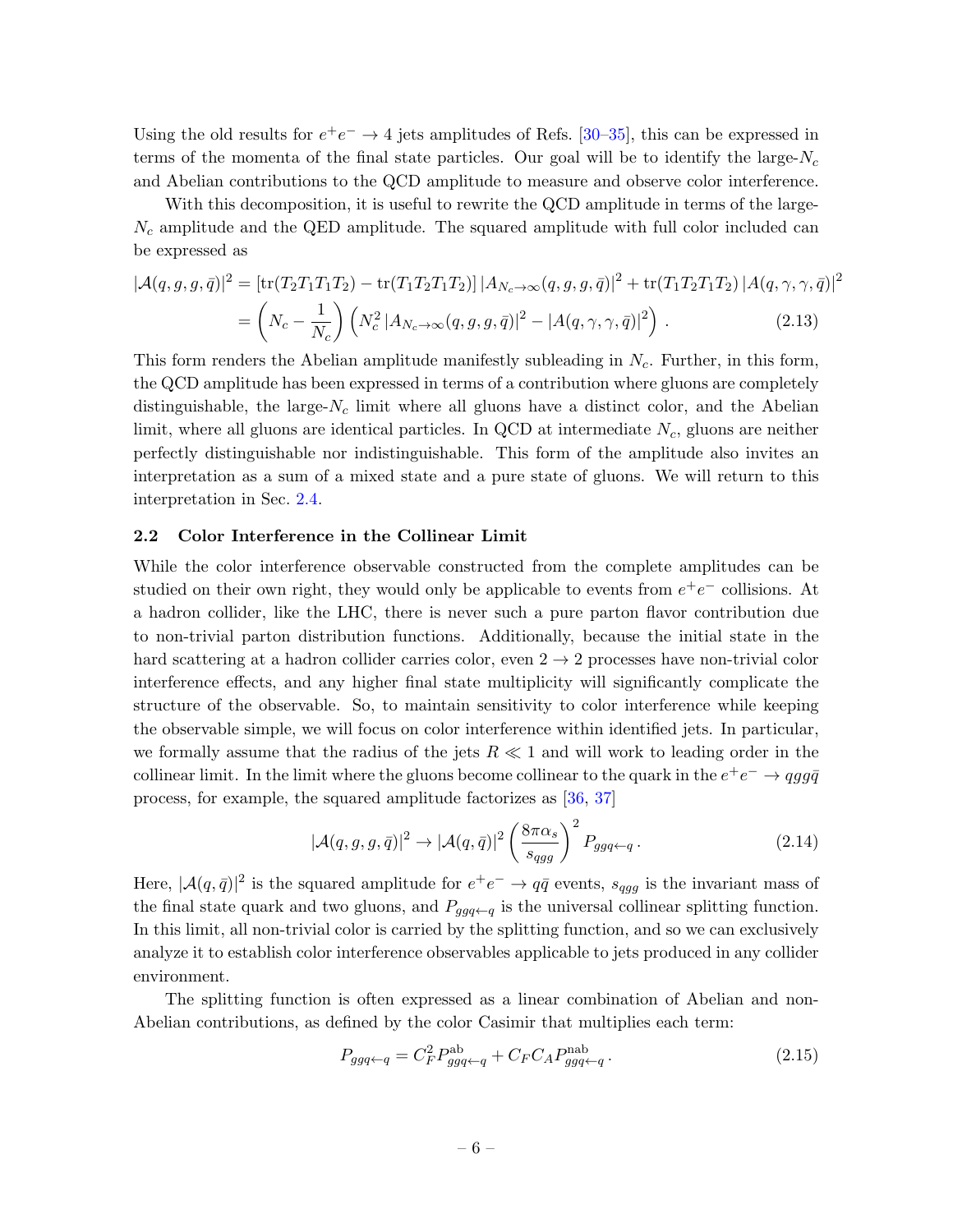Using the old results for $e^+e^- \to 4$ jets amplitudes of Refs. [30–35], this can be expressed in terms of the momenta of the final state particles. Our goal will be to identify the large-$N_c$ and Abelian contributions to the QCD amplitude to measure and observe color interference.

With this decomposition, it is useful to rewrite the QCD amplitude in terms of the large-$N_c$ amplitude and the QED amplitude. The squared amplitude with full color included can be expressed as

$$
\begin{aligned}
|\mathcal{A}(q,g,g,\bar{q})|^2 &= [\mathrm{tr}(T_2T_1T_1T_2) - \mathrm{tr}(T_1T_2T_1T_2)]\,|A_{N_c\to\infty}(q,g,g,\bar{q})|^2 + \mathrm{tr}(T_1T_2T_1T_2)\,|A(q,\gamma,\gamma,\bar{q})|^2 \\
&= \left(N_c - \frac{1}{N_c}\right)\left(N_c^2\,|A_{N_c\to\infty}(q,g,g,\bar{q})|^2 - |A(q,\gamma,\gamma,\bar{q})|^2\right). \qquad (2.13)
\end{aligned}
$$

This form renders the Abelian amplitude manifestly subleading in $N_c$. Further, in this form, the QCD amplitude has been expressed in terms of a contribution where gluons are completely distinguishable, the large-$N_c$ limit where all gluons have a distinct color, and the Abelian limit, where all gluons are identical particles. In QCD at intermediate $N_c$, gluons are neither perfectly distinguishable nor indistinguishable. This form of the amplitude also invites an interpretation as a sum of a mixed state and a pure state of gluons. We will return to this interpretation in Sec. 2.4.

## 2.2 Color Interference in the Collinear Limit

While the color interference observable constructed from the complete amplitudes can be studied on their own right, they would only be applicable to events from $e^+e^-$ collisions. At a hadron collider, like the LHC, there is never such a pure parton flavor contribution due to non-trivial parton distribution functions. Additionally, because the initial state in the hard scattering at a hadron collider carries color, even $2\to 2$ processes have non-trivial color interference effects, and any higher final state multiplicity will significantly complicate the structure of the observable. So, to maintain sensitivity to color interference while keeping the observable simple, we will focus on color interference within identified jets. In particular, we formally assume that the radius of the jets $R \ll 1$ and will work to leading order in the collinear limit. In the limit where the gluons become collinear to the quark in the $e^+e^- \to qgg\bar{q}$ process, for example, the squared amplitude factorizes as [36, 37]

$$
|\mathcal{A}(q,g,g,\bar{q})|^2 \to |\mathcal{A}(q,\bar{q})|^2 \left(\frac{8\pi\alpha_s}{s_{qgg}}\right)^2 P_{ggq\leftarrow q}\,. \qquad (2.14)
$$

Here, $|\mathcal{A}(q,\bar{q})|^2$ is the squared amplitude for $e^+e^- \to q\bar{q}$ events, $s_{qgg}$ is the invariant mass of the final state quark and two gluons, and $P_{ggq\leftarrow q}$ is the universal collinear splitting function. In this limit, all non-trivial color is carried by the splitting function, and so we can exclusively analyze it to establish color interference observables applicable to jets produced in any collider environment.

The splitting function is often expressed as a linear combination of Abelian and non-Abelian contributions, as defined by the color Casimir that multiplies each term:

$$
P_{ggq\leftarrow q} = C_F^2 P^{\mathrm{ab}}_{ggq\leftarrow q} + C_F C_A P^{\mathrm{nab}}_{ggq\leftarrow q}\,. \qquad (2.15)
$$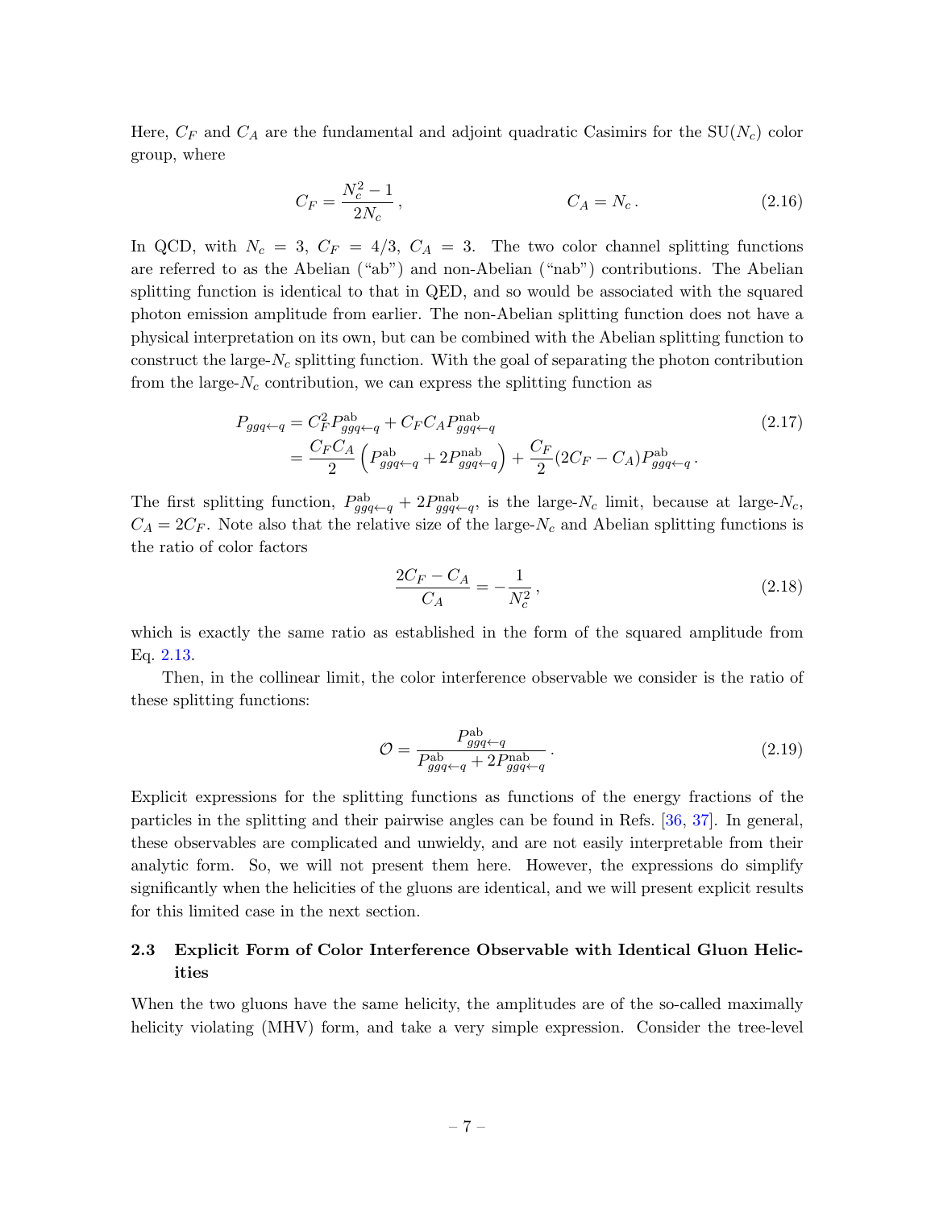Here, $C_F$ and $C_A$ are the fundamental and adjoint quadratic Casimirs for the $\mathrm{SU}(N_c)$ color group, where

$$C_F = \frac{N_c^2 - 1}{2N_c}\,, \qquad\qquad C_A = N_c\,. \tag{2.16}$$

In QCD, with $N_c = 3$, $C_F = 4/3$, $C_A = 3$. The two color channel splitting functions are referred to as the Abelian ("ab") and non-Abelian ("nab") contributions. The Abelian splitting function is identical to that in QED, and so would be associated with the squared photon emission amplitude from earlier. The non-Abelian splitting function does not have a physical interpretation on its own, but can be combined with the Abelian splitting function to construct the large-$N_c$ splitting function. With the goal of separating the photon contribution from the large-$N_c$ contribution, we can express the splitting function as

$$\begin{aligned}
P_{ggq\leftarrow q} &= C_F^2 P^{\text{ab}}_{ggq\leftarrow q} + C_F C_A P^{\text{nab}}_{ggq\leftarrow q} \\
&= \frac{C_F C_A}{2}\left(P^{\text{ab}}_{ggq\leftarrow q} + 2P^{\text{nab}}_{ggq\leftarrow q}\right) + \frac{C_F}{2}(2C_F - C_A)P^{\text{ab}}_{ggq\leftarrow q}\,.
\end{aligned} \tag{2.17}$$

The first splitting function, $P^{\text{ab}}_{ggq\leftarrow q} + 2P^{\text{nab}}_{ggq\leftarrow q}$, is the large-$N_c$ limit, because at large-$N_c$, $C_A = 2C_F$. Note also that the relative size of the large-$N_c$ and Abelian splitting functions is the ratio of color factors

$$\frac{2C_F - C_A}{C_A} = -\frac{1}{N_c^2}\,, \tag{2.18}$$

which is exactly the same ratio as established in the form of the squared amplitude from Eq. 2.13.

Then, in the collinear limit, the color interference observable we consider is the ratio of these splitting functions:

$$\mathcal{O} = \frac{P^{\text{ab}}_{ggq\leftarrow q}}{P^{\text{ab}}_{ggq\leftarrow q} + 2P^{\text{nab}}_{ggq\leftarrow q}}\,. \tag{2.19}$$

Explicit expressions for the splitting functions as functions of the energy fractions of the particles in the splitting and their pairwise angles can be found in Refs. [36, 37]. In general, these observables are complicated and unwieldy, and are not easily interpretable from their analytic form. So, we will not present them here. However, the expressions do simplify significantly when the helicities of the gluons are identical, and we will present explicit results for this limited case in the next section.

### 2.3 Explicit Form of Color Interference Observable with Identical Gluon Helicities

When the two gluons have the same helicity, the amplitudes are of the so-called maximally helicity violating (MHV) form, and take a very simple expression. Consider the tree-level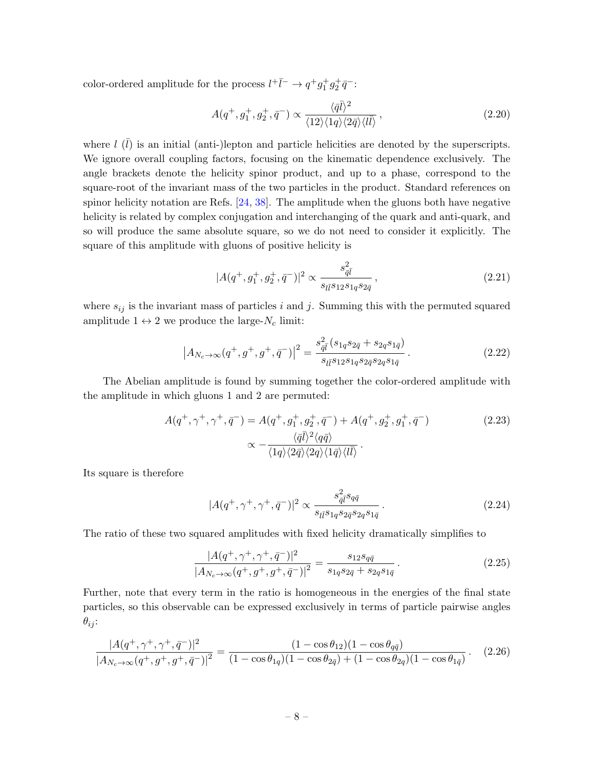color-ordered amplitude for the process $l^+\bar{l}^- \to q^+ g_1^+ g_2^+ \bar{q}^-$:

$$
A(q^+, g_1^+, g_2^+, \bar{q}^-) \propto \frac{\langle \bar{q}\bar{l}\rangle^2}{\langle 12\rangle\langle 1q\rangle\langle 2\bar{q}\rangle\langle l\bar{l}\rangle}\,, \tag{2.20}
$$

where $l$ ($\bar{l}$) is an initial (anti-)lepton and particle helicities are denoted by the superscripts. We ignore overall coupling factors, focusing on the kinematic dependence exclusively. The angle brackets denote the helicity spinor product, and up to a phase, correspond to the square-root of the invariant mass of the two particles in the product. Standard references on spinor helicity notation are Refs. [24, 38]. The amplitude when the gluons both have negative helicity is related by complex conjugation and interchanging of the quark and anti-quark, and so will produce the same absolute square, so we do not need to consider it explicitly. The square of this amplitude with gluons of positive helicity is

$$
|A(q^+, g_1^+, g_2^+, \bar{q}^-)|^2 \propto \frac{s_{\bar{q}\bar{l}}^2}{s_{l\bar{l}}s_{12}s_{1q}s_{2\bar{q}}}\,, \tag{2.21}
$$

where $s_{ij}$ is the invariant mass of particles $i$ and $j$. Summing this with the permuted squared amplitude $1 \leftrightarrow 2$ we produce the large-$N_c$ limit:

$$
\left|A_{N_c\to\infty}(q^+, g^+, g^+, \bar{q}^-)\right|^2 = \frac{s_{\bar{q}\bar{l}}^2(s_{1q}s_{2\bar{q}} + s_{2q}s_{1\bar{q}})}{s_{l\bar{l}}s_{12}s_{1q}s_{2\bar{q}}s_{2q}s_{1\bar{q}}}\,. \tag{2.22}
$$

The Abelian amplitude is found by summing together the color-ordered amplitude with the amplitude in which gluons 1 and 2 are permuted:

$$
\begin{aligned}
A(q^+, \gamma^+, \gamma^+, \bar{q}^-) &= A(q^+, g_1^+, g_2^+, \bar{q}^-) + A(q^+, g_2^+, g_1^+, \bar{q}^-) \\
&\propto -\frac{\langle \bar{q}\bar{l}\rangle^2\langle q\bar{q}\rangle}{\langle 1q\rangle\langle 2\bar{q}\rangle\langle 2q\rangle\langle 1\bar{q}\rangle\langle l\bar{l}\rangle}\,.
\end{aligned} \tag{2.23}
$$

Its square is therefore

$$
|A(q^+, \gamma^+, \gamma^+, \bar{q}^-)|^2 \propto \frac{s_{\bar{q}\bar{l}}^2 s_{q\bar{q}}}{s_{l\bar{l}}s_{1q}s_{2\bar{q}}s_{2q}s_{1\bar{q}}}\,. \tag{2.24}
$$

The ratio of these two squared amplitudes with fixed helicity dramatically simplifies to

$$
\frac{|A(q^+, \gamma^+, \gamma^+, \bar{q}^-)|^2}{\left|A_{N_c\to\infty}(q^+, g^+, g^+, \bar{q}^-)\right|^2} = \frac{s_{12}s_{q\bar{q}}}{s_{1q}s_{2\bar{q}} + s_{2q}s_{1\bar{q}}}\,. \tag{2.25}
$$

Further, note that every term in the ratio is homogeneous in the energies of the final state particles, so this observable can be expressed exclusively in terms of particle pairwise angles $\theta_{ij}$:

$$
\frac{|A(q^+, \gamma^+, \gamma^+, \bar{q}^-)|^2}{\left|A_{N_c\to\infty}(q^+, g^+, g^+, \bar{q}^-)\right|^2} = \frac{(1-\cos\theta_{12})(1-\cos\theta_{q\bar{q}})}{(1-\cos\theta_{1q})(1-\cos\theta_{2\bar{q}}) + (1-\cos\theta_{2q})(1-\cos\theta_{1\bar{q}})}\,. \tag{2.26}
$$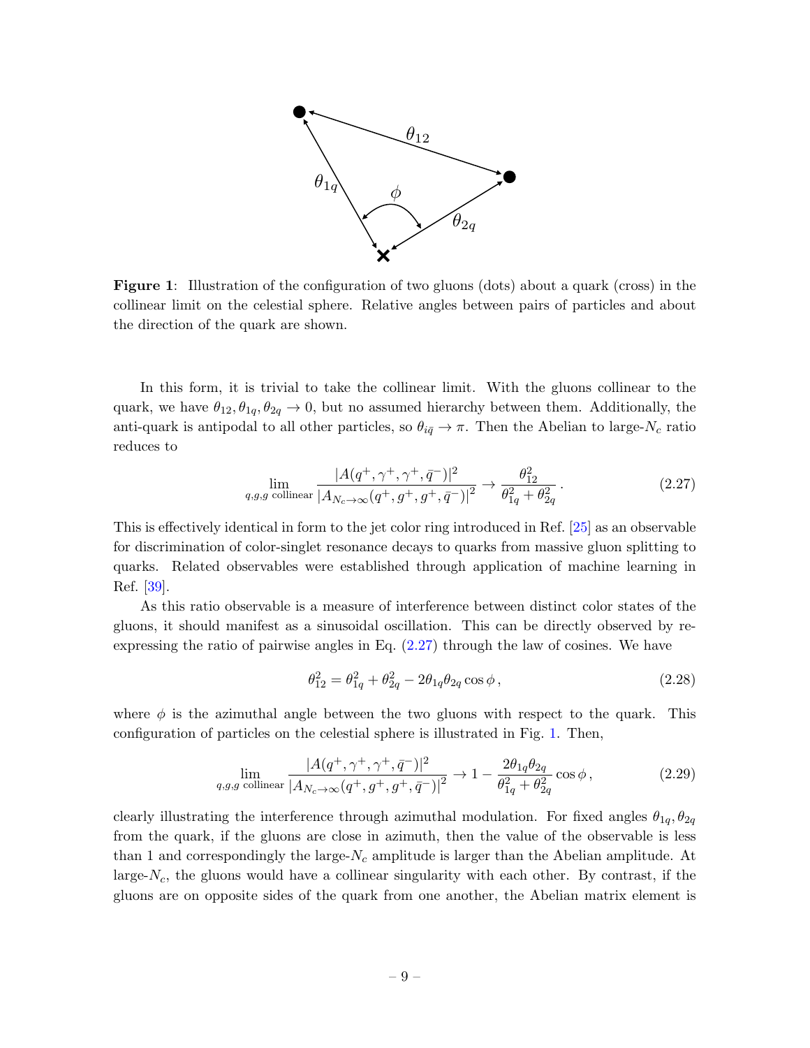**Figure 1**: Illustration of the configuration of two gluons (dots) about a quark (cross) in the collinear limit on the celestial sphere. Relative angles between pairs of particles and about the direction of the quark are shown.

In this form, it is trivial to take the collinear limit. With the gluons collinear to the quark, we have $\theta_{12}, \theta_{1q}, \theta_{2q} \to 0$, but no assumed hierarchy between them. Additionally, the anti-quark is antipodal to all other particles, so $\theta_{i\bar{q}} \to \pi$. Then the Abelian to large-$N_c$ ratio reduces to

$$\lim_{q,g,g \text{ collinear}} \frac{|A(q^+, \gamma^+, \gamma^+, \bar{q}^-)|^2}{|A_{N_c \to \infty}(q^+, g^+, g^+, \bar{q}^-)|^2} \to \frac{\theta_{12}^2}{\theta_{1q}^2 + \theta_{2q}^2} \,. \tag{2.27}$$

This is effectively identical in form to the jet color ring introduced in Ref. [25] as an observable for discrimination of color-singlet resonance decays to quarks from massive gluon splitting to quarks. Related observables were established through application of machine learning in Ref. [39].

As this ratio observable is a measure of interference between distinct color states of the gluons, it should manifest as a sinusoidal oscillation. This can be directly observed by re-expressing the ratio of pairwise angles in Eq. (2.27) through the law of cosines. We have

$$\theta_{12}^2 = \theta_{1q}^2 + \theta_{2q}^2 - 2\theta_{1q}\theta_{2q}\cos\phi \,, \tag{2.28}$$

where $\phi$ is the azimuthal angle between the two gluons with respect to the quark. This configuration of particles on the celestial sphere is illustrated in Fig. 1. Then,

$$\lim_{q,g,g \text{ collinear}} \frac{|A(q^+, \gamma^+, \gamma^+, \bar{q}^-)|^2}{|A_{N_c \to \infty}(q^+, g^+, g^+, \bar{q}^-)|^2} \to 1 - \frac{2\theta_{1q}\theta_{2q}}{\theta_{1q}^2 + \theta_{2q}^2}\cos\phi \,, \tag{2.29}$$

clearly illustrating the interference through azimuthal modulation. For fixed angles $\theta_{1q}, \theta_{2q}$ from the quark, if the gluons are close in azimuth, then the value of the observable is less than 1 and correspondingly the large-$N_c$ amplitude is larger than the Abelian amplitude. At large-$N_c$, the gluons would have a collinear singularity with each other. By contrast, if the gluons are on opposite sides of the quark from one another, the Abelian matrix element is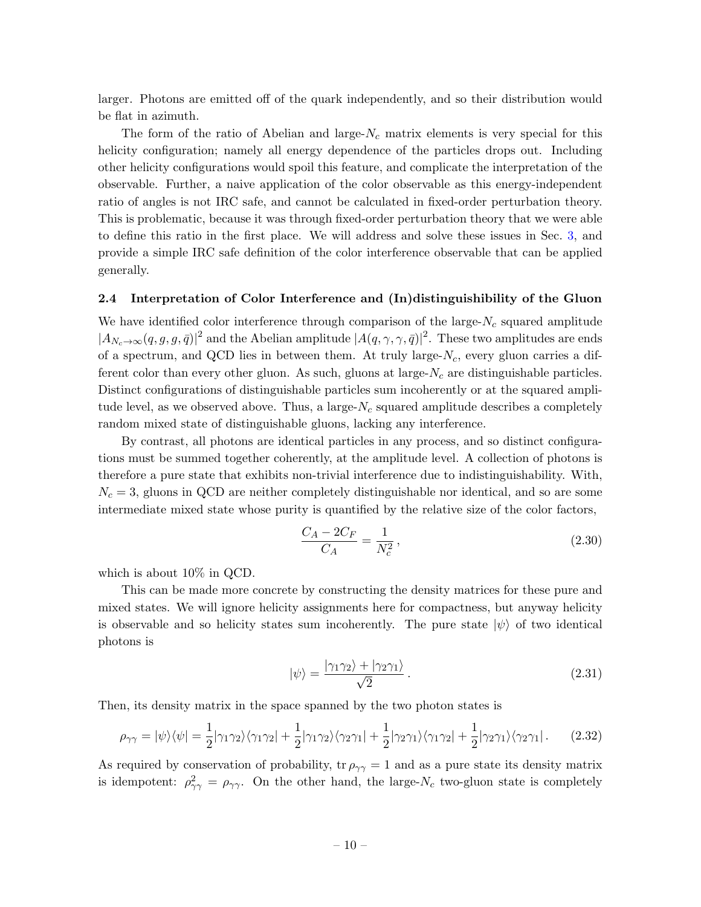larger. Photons are emitted off of the quark independently, and so their distribution would be flat in azimuth.

The form of the ratio of Abelian and large-$N_c$ matrix elements is very special for this helicity configuration; namely all energy dependence of the particles drops out. Including other helicity configurations would spoil this feature, and complicate the interpretation of the observable. Further, a naive application of the color observable as this energy-independent ratio of angles is not IRC safe, and cannot be calculated in fixed-order perturbation theory. This is problematic, because it was through fixed-order perturbation theory that we were able to define this ratio in the first place. We will address and solve these issues in Sec. 3, and provide a simple IRC safe definition of the color interference observable that can be applied generally.

### 2.4 Interpretation of Color Interference and (In)distinguishibility of the Gluon

We have identified color interference through comparison of the large-$N_c$ squared amplitude $|A_{N_c\to\infty}(q,g,g,\bar{q})|^2$ and the Abelian amplitude $|A(q,\gamma,\gamma,\bar{q})|^2$. These two amplitudes are ends of a spectrum, and QCD lies in between them. At truly large-$N_c$, every gluon carries a different color than every other gluon. As such, gluons at large-$N_c$ are distinguishable particles. Distinct configurations of distinguishable particles sum incoherently or at the squared amplitude level, as we observed above. Thus, a large-$N_c$ squared amplitude describes a completely random mixed state of distinguishable gluons, lacking any interference.

By contrast, all photons are identical particles in any process, and so distinct configurations must be summed together coherently, at the amplitude level. A collection of photons is therefore a pure state that exhibits non-trivial interference due to indistinguishability. With, $N_c = 3$, gluons in QCD are neither completely distinguishable nor identical, and so are some intermediate mixed state whose purity is quantified by the relative size of the color factors,

$$\frac{C_A - 2C_F}{C_A} = \frac{1}{N_c^2}\,, \tag{2.30}$$

which is about 10% in QCD.

This can be made more concrete by constructing the density matrices for these pure and mixed states. We will ignore helicity assignments here for compactness, but anyway helicity is observable and so helicity states sum incoherently. The pure state $|\psi\rangle$ of two identical photons is

$$|\psi\rangle = \frac{|\gamma_1\gamma_2\rangle + |\gamma_2\gamma_1\rangle}{\sqrt{2}}\,. \tag{2.31}$$

Then, its density matrix in the space spanned by the two photon states is

$$\rho_{\gamma\gamma} = |\psi\rangle\langle\psi| = \frac{1}{2}|\gamma_1\gamma_2\rangle\langle\gamma_1\gamma_2| + \frac{1}{2}|\gamma_1\gamma_2\rangle\langle\gamma_2\gamma_1| + \frac{1}{2}|\gamma_2\gamma_1\rangle\langle\gamma_1\gamma_2| + \frac{1}{2}|\gamma_2\gamma_1\rangle\langle\gamma_2\gamma_1|\,. \tag{2.32}$$

As required by conservation of probability, $\operatorname{tr}\rho_{\gamma\gamma} = 1$ and as a pure state its density matrix is idempotent: $\rho_{\gamma\gamma}^2 = \rho_{\gamma\gamma}$. On the other hand, the large-$N_c$ two-gluon state is completely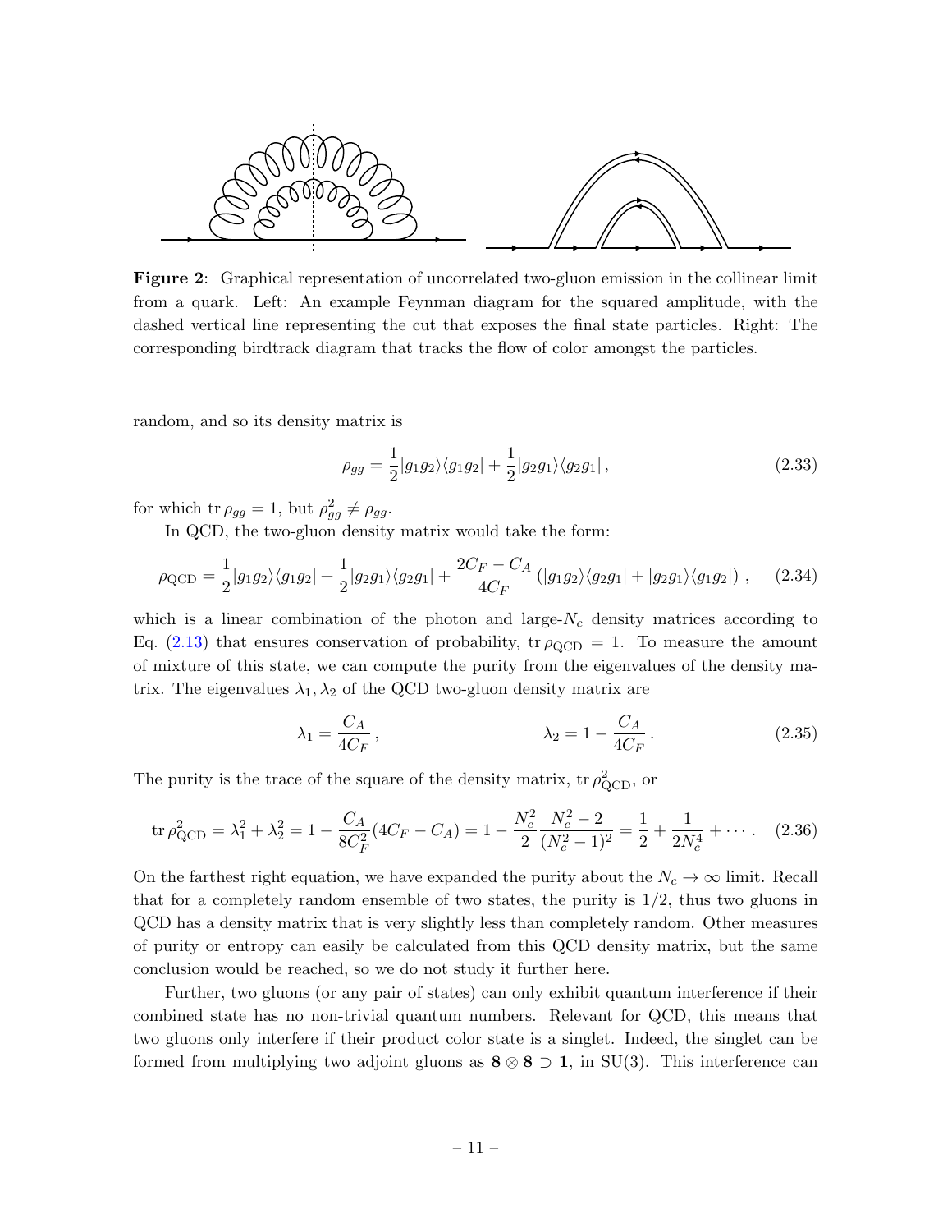**Figure 2**: Graphical representation of uncorrelated two-gluon emission in the collinear limit from a quark. Left: An example Feynman diagram for the squared amplitude, with the dashed vertical line representing the cut that exposes the final state particles. Right: The corresponding birdtrack diagram that tracks the flow of color amongst the particles.

random, and so its density matrix is

$$\rho_{gg} = \frac{1}{2}|g_1 g_2\rangle\langle g_1 g_2| + \frac{1}{2}|g_2 g_1\rangle\langle g_2 g_1|\,, \tag{2.33}$$

for which $\operatorname{tr}\rho_{gg} = 1$, but $\rho_{gg}^2 \neq \rho_{gg}$.

In QCD, the two-gluon density matrix would take the form:

$$\rho_{\text{QCD}} = \frac{1}{2}|g_1 g_2\rangle\langle g_1 g_2| + \frac{1}{2}|g_2 g_1\rangle\langle g_2 g_1| + \frac{2C_F - C_A}{4C_F}\left(|g_1 g_2\rangle\langle g_2 g_1| + |g_2 g_1\rangle\langle g_1 g_2|\right)\,, \tag{2.34}$$

which is a linear combination of the photon and large-$N_c$ density matrices according to Eq. (2.13) that ensures conservation of probability, $\operatorname{tr}\rho_{\text{QCD}} = 1$. To measure the amount of mixture of this state, we can compute the purity from the eigenvalues of the density matrix. The eigenvalues $\lambda_1, \lambda_2$ of the QCD two-gluon density matrix are

$$\lambda_1 = \frac{C_A}{4C_F}\,, \qquad\qquad \lambda_2 = 1 - \frac{C_A}{4C_F}\,. \tag{2.35}$$

The purity is the trace of the square of the density matrix, $\operatorname{tr}\rho_{\text{QCD}}^2$, or

$$\operatorname{tr}\rho_{\text{QCD}}^2 = \lambda_1^2 + \lambda_2^2 = 1 - \frac{C_A}{8C_F^2}(4C_F - C_A) = 1 - \frac{N_c^2}{2}\frac{N_c^2 - 2}{(N_c^2-1)^2} = \frac{1}{2} + \frac{1}{2N_c^4} + \cdots\,. \tag{2.36}$$

On the farthest right equation, we have expanded the purity about the $N_c \to \infty$ limit. Recall that for a completely random ensemble of two states, the purity is $1/2$, thus two gluons in QCD has a density matrix that is very slightly less than completely random. Other measures of purity or entropy can easily be calculated from this QCD density matrix, but the same conclusion would be reached, so we do not study it further here.

Further, two gluons (or any pair of states) can only exhibit quantum interference if their combined state has no non-trivial quantum numbers. Relevant for QCD, this means that two gluons only interfere if their product color state is a singlet. Indeed, the singlet can be formed from multiplying two adjoint gluons as $\mathbf{8} \otimes \mathbf{8} \supset \mathbf{1}$, in SU(3). This interference can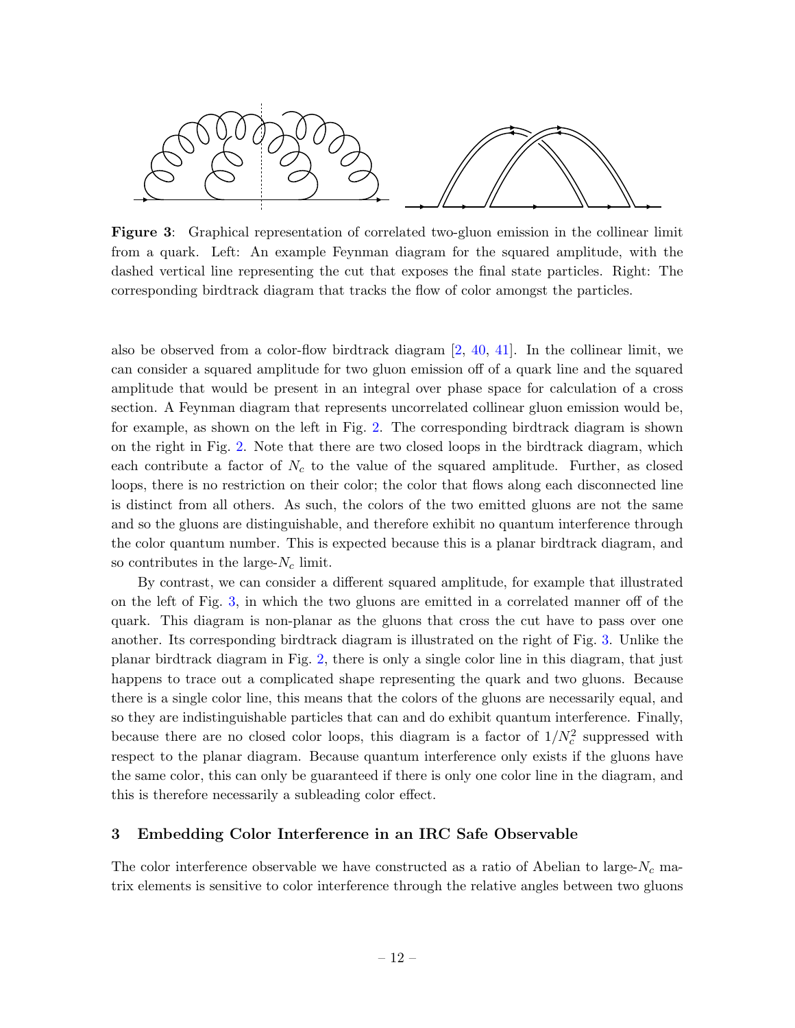**Figure 3**: Graphical representation of correlated two-gluon emission in the collinear limit from a quark. Left: An example Feynman diagram for the squared amplitude, with the dashed vertical line representing the cut that exposes the final state particles. Right: The corresponding birdtrack diagram that tracks the flow of color amongst the particles.

also be observed from a color-flow birdtrack diagram [2, 40, 41]. In the collinear limit, we can consider a squared amplitude for two gluon emission off of a quark line and the squared amplitude that would be present in an integral over phase space for calculation of a cross section. A Feynman diagram that represents uncorrelated collinear gluon emission would be, for example, as shown on the left in Fig. 2. The corresponding birdtrack diagram is shown on the right in Fig. 2. Note that there are two closed loops in the birdtrack diagram, which each contribute a factor of $N_c$ to the value of the squared amplitude. Further, as closed loops, there is no restriction on their color; the color that flows along each disconnected line is distinct from all others. As such, the colors of the two emitted gluons are not the same and so the gluons are distinguishable, and therefore exhibit no quantum interference through the color quantum number. This is expected because this is a planar birdtrack diagram, and so contributes in the large-$N_c$ limit.

By contrast, we can consider a different squared amplitude, for example that illustrated on the left of Fig. 3, in which the two gluons are emitted in a correlated manner off of the quark. This diagram is non-planar as the gluons that cross the cut have to pass over one another. Its corresponding birdtrack diagram is illustrated on the right of Fig. 3. Unlike the planar birdtrack diagram in Fig. 2, there is only a single color line in this diagram, that just happens to trace out a complicated shape representing the quark and two gluons. Because there is a single color line, this means that the colors of the gluons are necessarily equal, and so they are indistinguishable particles that can and do exhibit quantum interference. Finally, because there are no closed color loops, this diagram is a factor of $1/N_c^2$ suppressed with respect to the planar diagram. Because quantum interference only exists if the gluons have the same color, this can only be guaranteed if there is only one color line in the diagram, and this is therefore necessarily a subleading color effect.

## 3 Embedding Color Interference in an IRC Safe Observable

The color interference observable we have constructed as a ratio of Abelian to large-$N_c$ matrix elements is sensitive to color interference through the relative angles between two gluons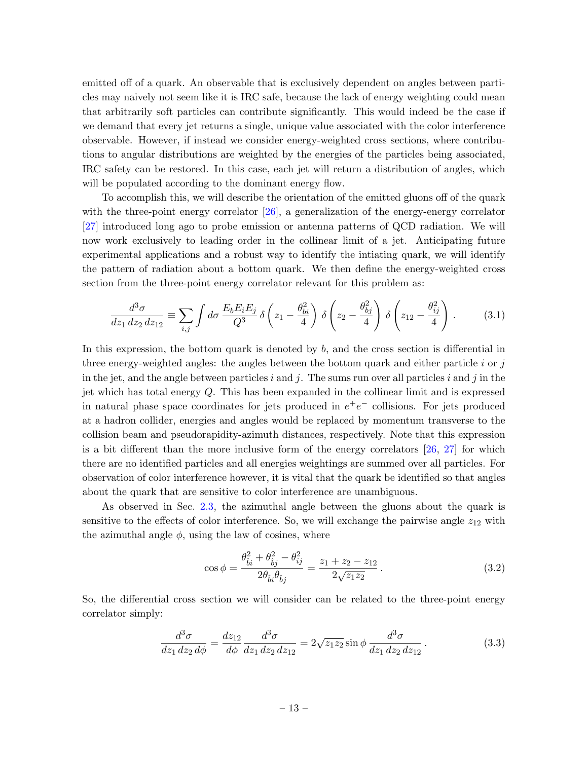emitted off of a quark. An observable that is exclusively dependent on angles between particles may naively not seem like it is IRC safe, because the lack of energy weighting could mean that arbitrarily soft particles can contribute significantly. This would indeed be the case if we demand that every jet returns a single, unique value associated with the color interference observable. However, if instead we consider energy-weighted cross sections, where contributions to angular distributions are weighted by the energies of the particles being associated, IRC safety can be restored. In this case, each jet will return a distribution of angles, which will be populated according to the dominant energy flow.

To accomplish this, we will describe the orientation of the emitted gluons off of the quark with the three-point energy correlator [26], a generalization of the energy-energy correlator [27] introduced long ago to probe emission or antenna patterns of QCD radiation. We will now work exclusively to leading order in the collinear limit of a jet. Anticipating future experimental applications and a robust way to identify the intiating quark, we will identify the pattern of radiation about a bottom quark. We then define the energy-weighted cross section from the three-point energy correlator relevant for this problem as:

$$\frac{d^3\sigma}{dz_1\,dz_2\,dz_{12}} \equiv \sum_{i,j}\int d\sigma\,\frac{E_b E_i E_j}{Q^3}\,\delta\!\left(z_1 - \frac{\theta_{bi}^2}{4}\right)\,\delta\!\left(z_2 - \frac{\theta_{bj}^2}{4}\right)\,\delta\!\left(z_{12} - \frac{\theta_{ij}^2}{4}\right). \tag{3.1}$$

In this expression, the bottom quark is denoted by $b$, and the cross section is differential in three energy-weighted angles: the angles between the bottom quark and either particle $i$ or $j$ in the jet, and the angle between particles $i$ and $j$. The sums run over all particles $i$ and $j$ in the jet which has total energy $Q$. This has been expanded in the collinear limit and is expressed in natural phase space coordinates for jets produced in $e^+e^-$ collisions. For jets produced at a hadron collider, energies and angles would be replaced by momentum transverse to the collision beam and pseudorapidity-azimuth distances, respectively. Note that this expression is a bit different than the more inclusive form of the energy correlators [26, 27] for which there are no identified particles and all energies weightings are summed over all particles. For observation of color interference however, it is vital that the quark be identified so that angles about the quark that are sensitive to color interference are unambiguous.

As observed in Sec. 2.3, the azimuthal angle between the gluons about the quark is sensitive to the effects of color interference. So, we will exchange the pairwise angle $z_{12}$ with the azimuthal angle $\phi$, using the law of cosines, where

$$\cos\phi = \frac{\theta_{\hat{b}i}^2 + \theta_{\hat{b}j}^2 - \theta_{ij}^2}{2\theta_{\hat{b}i}\theta_{\hat{b}j}} = \frac{z_1 + z_2 - z_{12}}{2\sqrt{z_1 z_2}}\,. \tag{3.2}$$

So, the differential cross section we will consider can be related to the three-point energy correlator simply:

$$\frac{d^3\sigma}{dz_1\,dz_2\,d\phi} = \frac{dz_{12}}{d\phi}\frac{d^3\sigma}{dz_1\,dz_2\,dz_{12}} = 2\sqrt{z_1 z_2}\sin\phi\,\frac{d^3\sigma}{dz_1\,dz_2\,dz_{12}}\,. \tag{3.3}$$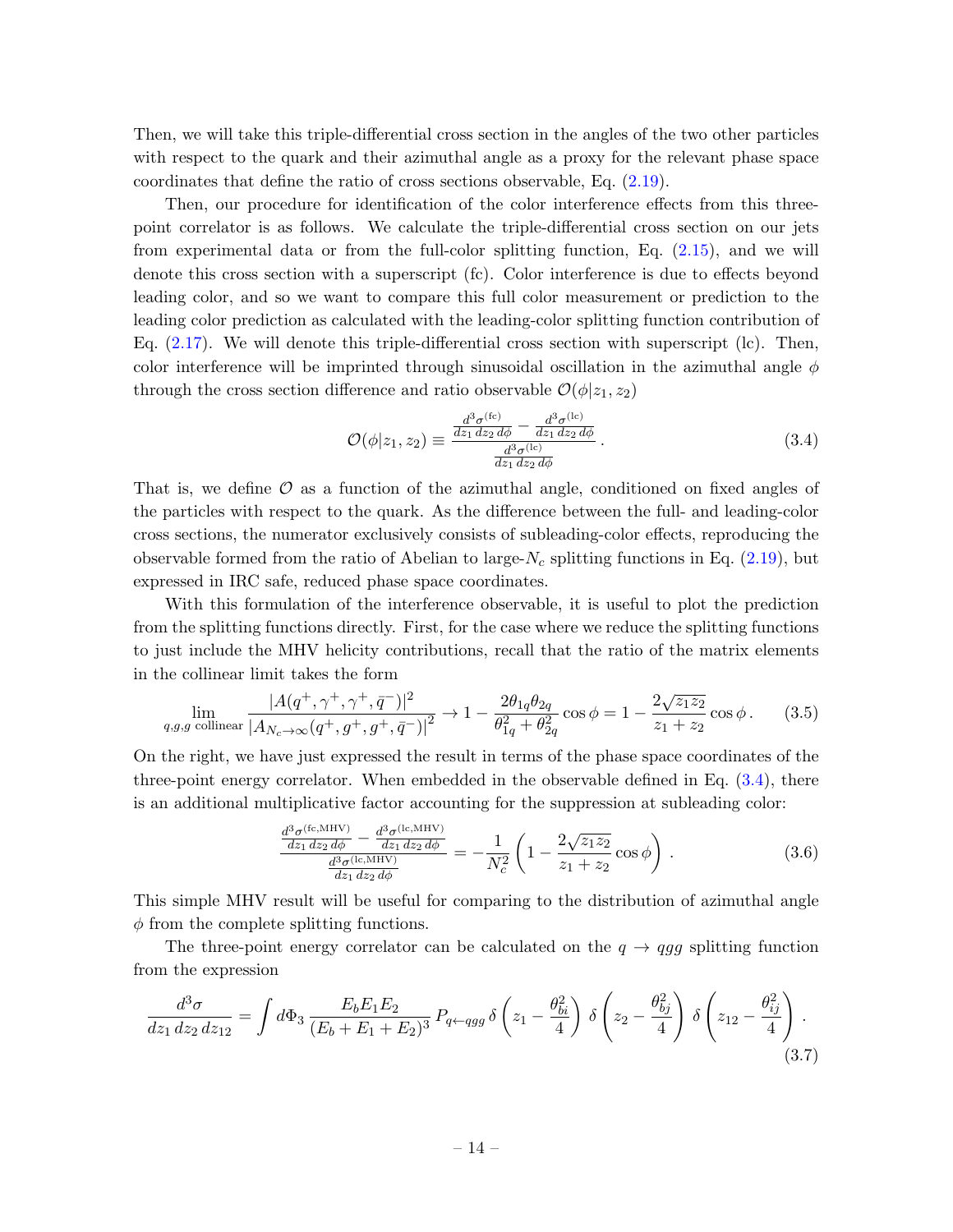Then, we will take this triple-differential cross section in the angles of the two other particles with respect to the quark and their azimuthal angle as a proxy for the relevant phase space coordinates that define the ratio of cross sections observable, Eq. (2.19).

Then, our procedure for identification of the color interference effects from this three-point correlator is as follows. We calculate the triple-differential cross section on our jets from experimental data or from the full-color splitting function, Eq. (2.15), and we will denote this cross section with a superscript (fc). Color interference is due to effects beyond leading color, and so we want to compare this full color measurement or prediction to the leading color prediction as calculated with the leading-color splitting function contribution of Eq. (2.17). We will denote this triple-differential cross section with superscript (lc). Then, color interference will be imprinted through sinusoidal oscillation in the azimuthal angle $\phi$ through the cross section difference and ratio observable $\mathcal{O}(\phi|z_1, z_2)$

$$
\mathcal{O}(\phi|z_1, z_2) \equiv \frac{\frac{d^3\sigma^{(\text{fc})}}{dz_1\, dz_2\, d\phi} - \frac{d^3\sigma^{(\text{lc})}}{dz_1\, dz_2\, d\phi}}{\frac{d^3\sigma^{(\text{lc})}}{dz_1\, dz_2\, d\phi}} \,. \tag{3.4}
$$

That is, we define $\mathcal{O}$ as a function of the azimuthal angle, conditioned on fixed angles of the particles with respect to the quark. As the difference between the full- and leading-color cross sections, the numerator exclusively consists of subleading-color effects, reproducing the observable formed from the ratio of Abelian to large-$N_c$ splitting functions in Eq. (2.19), but expressed in IRC safe, reduced phase space coordinates.

With this formulation of the interference observable, it is useful to plot the prediction from the splitting functions directly. First, for the case where we reduce the splitting functions to just include the MHV helicity contributions, recall that the ratio of the matrix elements in the collinear limit takes the form

$$
\lim_{q,g,g \text{ collinear}} \frac{|A(q^+,\gamma^+,\gamma^+,\bar{q}^-)|^2}{|A_{N_c\to\infty}(q^+,g^+,g^+,\bar{q}^-)|^2} \to 1 - \frac{2\theta_{1q}\theta_{2q}}{\theta_{1q}^2 + \theta_{2q}^2}\cos\phi = 1 - \frac{2\sqrt{z_1 z_2}}{z_1 + z_2}\cos\phi \,. \tag{3.5}
$$

On the right, we have just expressed the result in terms of the phase space coordinates of the three-point energy correlator. When embedded in the observable defined in Eq. (3.4), there is an additional multiplicative factor accounting for the suppression at subleading color:

$$
\frac{\frac{d^3\sigma^{(\text{fc,MHV})}}{dz_1\, dz_2\, d\phi} - \frac{d^3\sigma^{(\text{lc,MHV})}}{dz_1\, dz_2\, d\phi}}{\frac{d^3\sigma^{(\text{lc,MHV})}}{dz_1\, dz_2\, d\phi}} = -\frac{1}{N_c^2}\left(1 - \frac{2\sqrt{z_1 z_2}}{z_1 + z_2}\cos\phi\right) \,. \tag{3.6}
$$

This simple MHV result will be useful for comparing to the distribution of azimuthal angle $\phi$ from the complete splitting functions.

The three-point energy correlator can be calculated on the $q \to qgg$ splitting function from the expression

$$
\frac{d^3\sigma}{dz_1\, dz_2\, dz_{12}} = \int d\Phi_3\, \frac{E_b E_1 E_2}{(E_b + E_1 + E_2)^3}\, P_{q\leftarrow qgg}\, \delta\left(z_1 - \frac{\theta_{bi}^2}{4}\right)\, \delta\left(z_2 - \frac{\theta_{bj}^2}{4}\right)\, \delta\left(z_{12} - \frac{\theta_{ij}^2}{4}\right) \,. \tag{3.7}
$$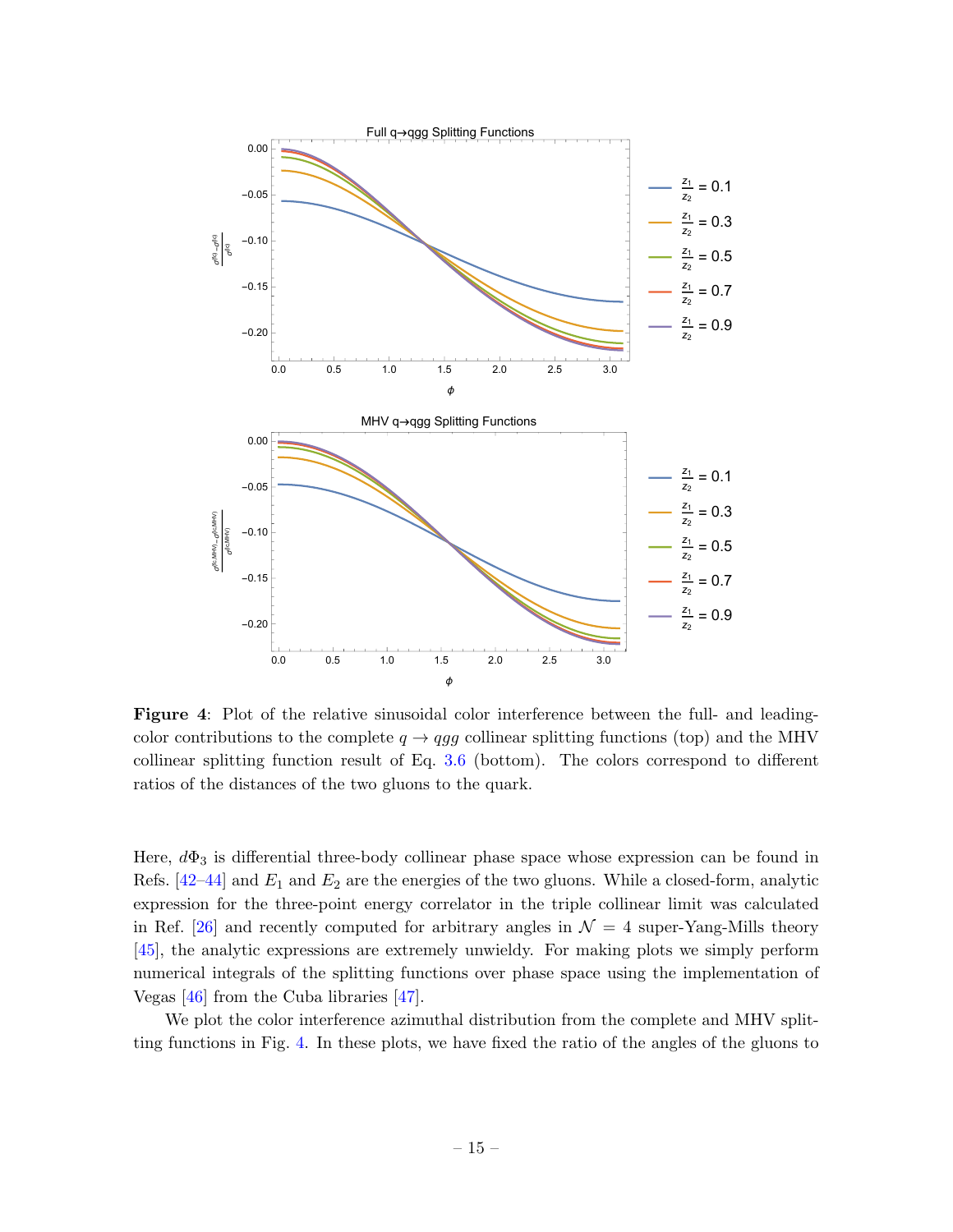**Figure 4**: Plot of the relative sinusoidal color interference between the full- and leading-color contributions to the complete $q \to qgg$ collinear splitting functions (top) and the MHV collinear splitting function result of Eq. 3.6 (bottom). The colors correspond to different ratios of the distances of the two gluons to the quark.

Here, $d\Phi_3$ is differential three-body collinear phase space whose expression can be found in Refs. [42–44] and $E_1$ and $E_2$ are the energies of the two gluons. While a closed-form, analytic expression for the three-point energy correlator in the triple collinear limit was calculated in Ref. [26] and recently computed for arbitrary angles in $\mathcal{N} = 4$ super-Yang-Mills theory [45], the analytic expressions are extremely unwieldy. For making plots we simply perform numerical integrals of the splitting functions over phase space using the implementation of Vegas [46] from the Cuba libraries [47].

We plot the color interference azimuthal distribution from the complete and MHV splitting functions in Fig. 4. In these plots, we have fixed the ratio of the angles of the gluons to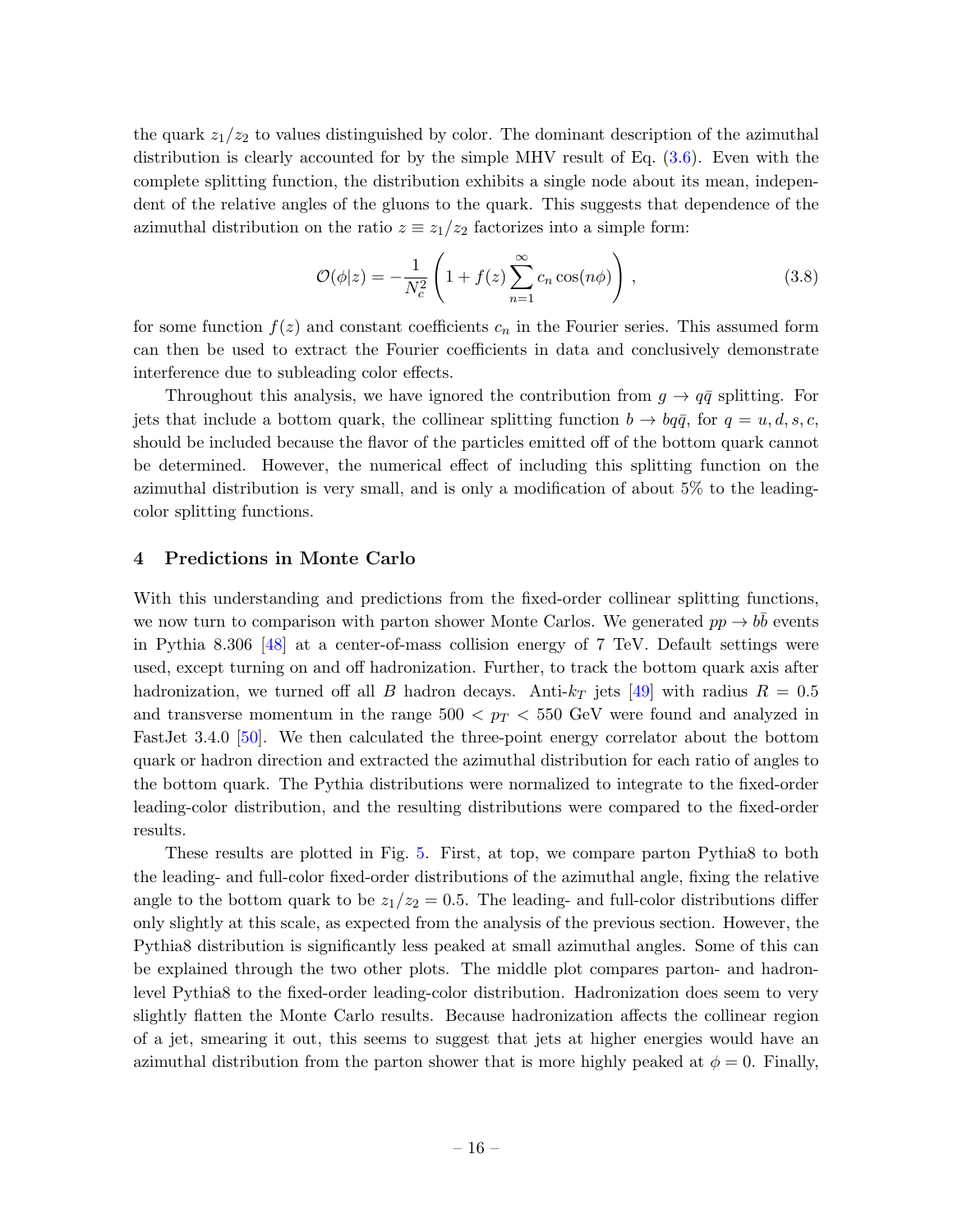the quark $z_1/z_2$ to values distinguished by color. The dominant description of the azimuthal distribution is clearly accounted for by the simple MHV result of Eq. (3.6). Even with the complete splitting function, the distribution exhibits a single node about its mean, independent of the relative angles of the gluons to the quark. This suggests that dependence of the azimuthal distribution on the ratio $z \equiv z_1/z_2$ factorizes into a simple form:

$$\mathcal{O}(\phi|z) = -\frac{1}{N_c^2}\left(1 + f(z)\sum_{n=1}^{\infty} c_n \cos(n\phi)\right)\,, \tag{3.8}$$

for some function $f(z)$ and constant coefficients $c_n$ in the Fourier series. This assumed form can then be used to extract the Fourier coefficients in data and conclusively demonstrate interference due to subleading color effects.

Throughout this analysis, we have ignored the contribution from $g \to q\bar{q}$ splitting. For jets that include a bottom quark, the collinear splitting function $b \to bq\bar{q}$, for $q = u, d, s, c$, should be included because the flavor of the particles emitted off of the bottom quark cannot be determined. However, the numerical effect of including this splitting function on the azimuthal distribution is very small, and is only a modification of about 5% to the leading-color splitting functions.

## 4 Predictions in Monte Carlo

With this understanding and predictions from the fixed-order collinear splitting functions, we now turn to comparison with parton shower Monte Carlos. We generated $pp \to b\bar{b}$ events in Pythia 8.306 [48] at a center-of-mass collision energy of 7 TeV. Default settings were used, except turning on and off hadronization. Further, to track the bottom quark axis after hadronization, we turned off all $B$ hadron decays. Anti-$k_T$ jets [49] with radius $R = 0.5$ and transverse momentum in the range $500 < p_T < 550$ GeV were found and analyzed in FastJet 3.4.0 [50]. We then calculated the three-point energy correlator about the bottom quark or hadron direction and extracted the azimuthal distribution for each ratio of angles to the bottom quark. The Pythia distributions were normalized to integrate to the fixed-order leading-color distribution, and the resulting distributions were compared to the fixed-order results.

These results are plotted in Fig. 5. First, at top, we compare parton Pythia8 to both the leading- and full-color fixed-order distributions of the azimuthal angle, fixing the relative angle to the bottom quark to be $z_1/z_2 = 0.5$. The leading- and full-color distributions differ only slightly at this scale, as expected from the analysis of the previous section. However, the Pythia8 distribution is significantly less peaked at small azimuthal angles. Some of this can be explained through the two other plots. The middle plot compares parton- and hadron-level Pythia8 to the fixed-order leading-color distribution. Hadronization does seem to very slightly flatten the Monte Carlo results. Because hadronization affects the collinear region of a jet, smearing it out, this seems to suggest that jets at higher energies would have an azimuthal distribution from the parton shower that is more highly peaked at $\phi = 0$. Finally,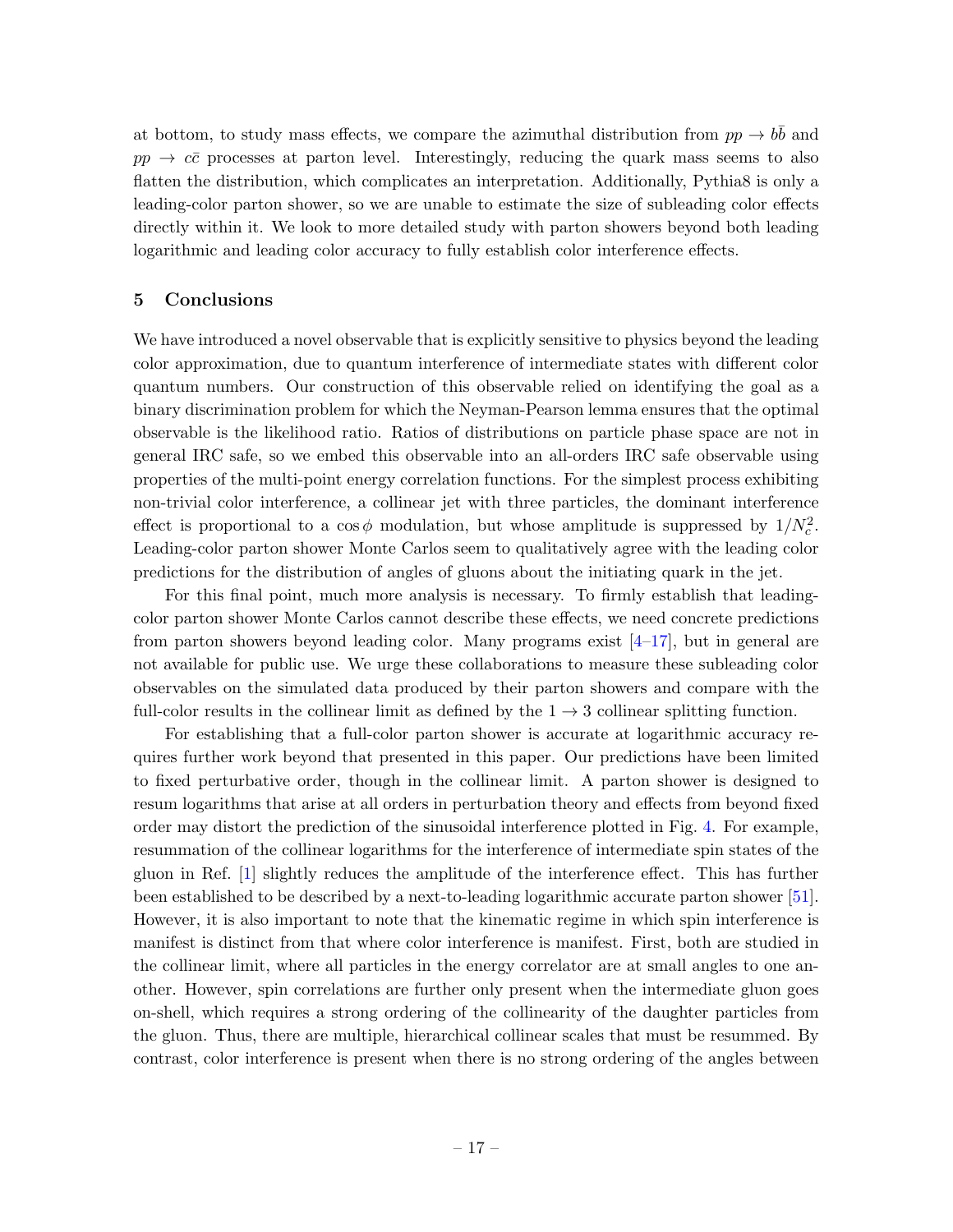at bottom, to study mass effects, we compare the azimuthal distribution from $pp \to b\bar{b}$ and $pp \to c\bar{c}$ processes at parton level. Interestingly, reducing the quark mass seems to also flatten the distribution, which complicates an interpretation. Additionally, Pythia8 is only a leading-color parton shower, so we are unable to estimate the size of subleading color effects directly within it. We look to more detailed study with parton showers beyond both leading logarithmic and leading color accuracy to fully establish color interference effects.

## 5 Conclusions

We have introduced a novel observable that is explicitly sensitive to physics beyond the leading color approximation, due to quantum interference of intermediate states with different color quantum numbers. Our construction of this observable relied on identifying the goal as a binary discrimination problem for which the Neyman-Pearson lemma ensures that the optimal observable is the likelihood ratio. Ratios of distributions on particle phase space are not in general IRC safe, so we embed this observable into an all-orders IRC safe observable using properties of the multi-point energy correlation functions. For the simplest process exhibiting non-trivial color interference, a collinear jet with three particles, the dominant interference effect is proportional to a $\cos\phi$ modulation, but whose amplitude is suppressed by $1/N_c^2$. Leading-color parton shower Monte Carlos seem to qualitatively agree with the leading color predictions for the distribution of angles of gluons about the initiating quark in the jet.

For this final point, much more analysis is necessary. To firmly establish that leading-color parton shower Monte Carlos cannot describe these effects, we need concrete predictions from parton showers beyond leading color. Many programs exist [4–17], but in general are not available for public use. We urge these collaborations to measure these subleading color observables on the simulated data produced by their parton showers and compare with the full-color results in the collinear limit as defined by the $1 \to 3$ collinear splitting function.

For establishing that a full-color parton shower is accurate at logarithmic accuracy requires further work beyond that presented in this paper. Our predictions have been limited to fixed perturbative order, though in the collinear limit. A parton shower is designed to resum logarithms that arise at all orders in perturbation theory and effects from beyond fixed order may distort the prediction of the sinusoidal interference plotted in Fig. 4. For example, resummation of the collinear logarithms for the interference of intermediate spin states of the gluon in Ref. [1] slightly reduces the amplitude of the interference effect. This has further been established to be described by a next-to-leading logarithmic accurate parton shower [51]. However, it is also important to note that the kinematic regime in which spin interference is manifest is distinct from that where color interference is manifest. First, both are studied in the collinear limit, where all particles in the energy correlator are at small angles to one another. However, spin correlations are further only present when the intermediate gluon goes on-shell, which requires a strong ordering of the collinearity of the daughter particles from the gluon. Thus, there are multiple, hierarchical collinear scales that must be resummed. By contrast, color interference is present when there is no strong ordering of the angles between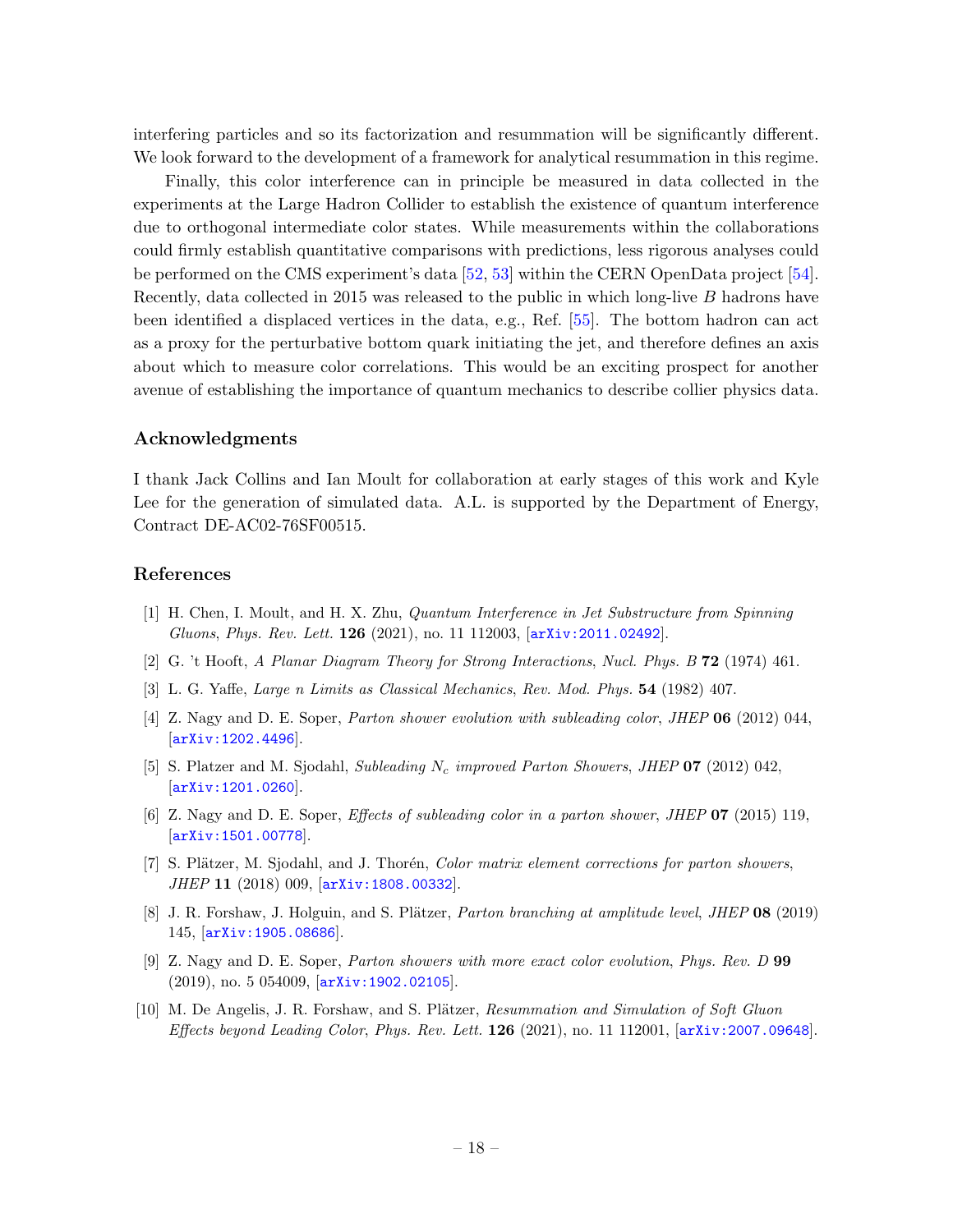interfering particles and so its factorization and resummation will be significantly different. We look forward to the development of a framework for analytical resummation in this regime.

Finally, this color interference can in principle be measured in data collected in the experiments at the Large Hadron Collider to establish the existence of quantum interference due to orthogonal intermediate color states. While measurements within the collaborations could firmly establish quantitative comparisons with predictions, less rigorous analyses could be performed on the CMS experiment's data [52, 53] within the CERN OpenData project [54]. Recently, data collected in 2015 was released to the public in which long-live $B$ hadrons have been identified a displaced vertices in the data, e.g., Ref. [55]. The bottom hadron can act as a proxy for the perturbative bottom quark initiating the jet, and therefore defines an axis about which to measure color correlations. This would be an exciting prospect for another avenue of establishing the importance of quantum mechanics to describe collier physics data.

## Acknowledgments

I thank Jack Collins and Ian Moult for collaboration at early stages of this work and Kyle Lee for the generation of simulated data. A.L. is supported by the Department of Energy, Contract DE-AC02-76SF00515.

## References

[1] H. Chen, I. Moult, and H. X. Zhu, *Quantum Interference in Jet Substructure from Spinning Gluons*, *Phys. Rev. Lett.* **126** (2021), no. 11 112003, [arXiv:2011.02492].

[2] G. 't Hooft, *A Planar Diagram Theory for Strong Interactions*, *Nucl. Phys. B* **72** (1974) 461.

[3] L. G. Yaffe, *Large n Limits as Classical Mechanics*, *Rev. Mod. Phys.* **54** (1982) 407.

[4] Z. Nagy and D. E. Soper, *Parton shower evolution with subleading color*, *JHEP* **06** (2012) 044, [arXiv:1202.4496].

[5] S. Platzer and M. Sjodahl, *Subleading $N_c$ improved Parton Showers*, *JHEP* **07** (2012) 042, [arXiv:1201.0260].

[6] Z. Nagy and D. E. Soper, *Effects of subleading color in a parton shower*, *JHEP* **07** (2015) 119, [arXiv:1501.00778].

[7] S. Plätzer, M. Sjodahl, and J. Thorén, *Color matrix element corrections for parton showers*, *JHEP* **11** (2018) 009, [arXiv:1808.00332].

[8] J. R. Forshaw, J. Holguin, and S. Plätzer, *Parton branching at amplitude level*, *JHEP* **08** (2019) 145, [arXiv:1905.08686].

[9] Z. Nagy and D. E. Soper, *Parton showers with more exact color evolution*, *Phys. Rev. D* **99** (2019), no. 5 054009, [arXiv:1902.02105].

[10] M. De Angelis, J. R. Forshaw, and S. Plätzer, *Resummation and Simulation of Soft Gluon Effects beyond Leading Color*, *Phys. Rev. Lett.* **126** (2021), no. 11 112001, [arXiv:2007.09648].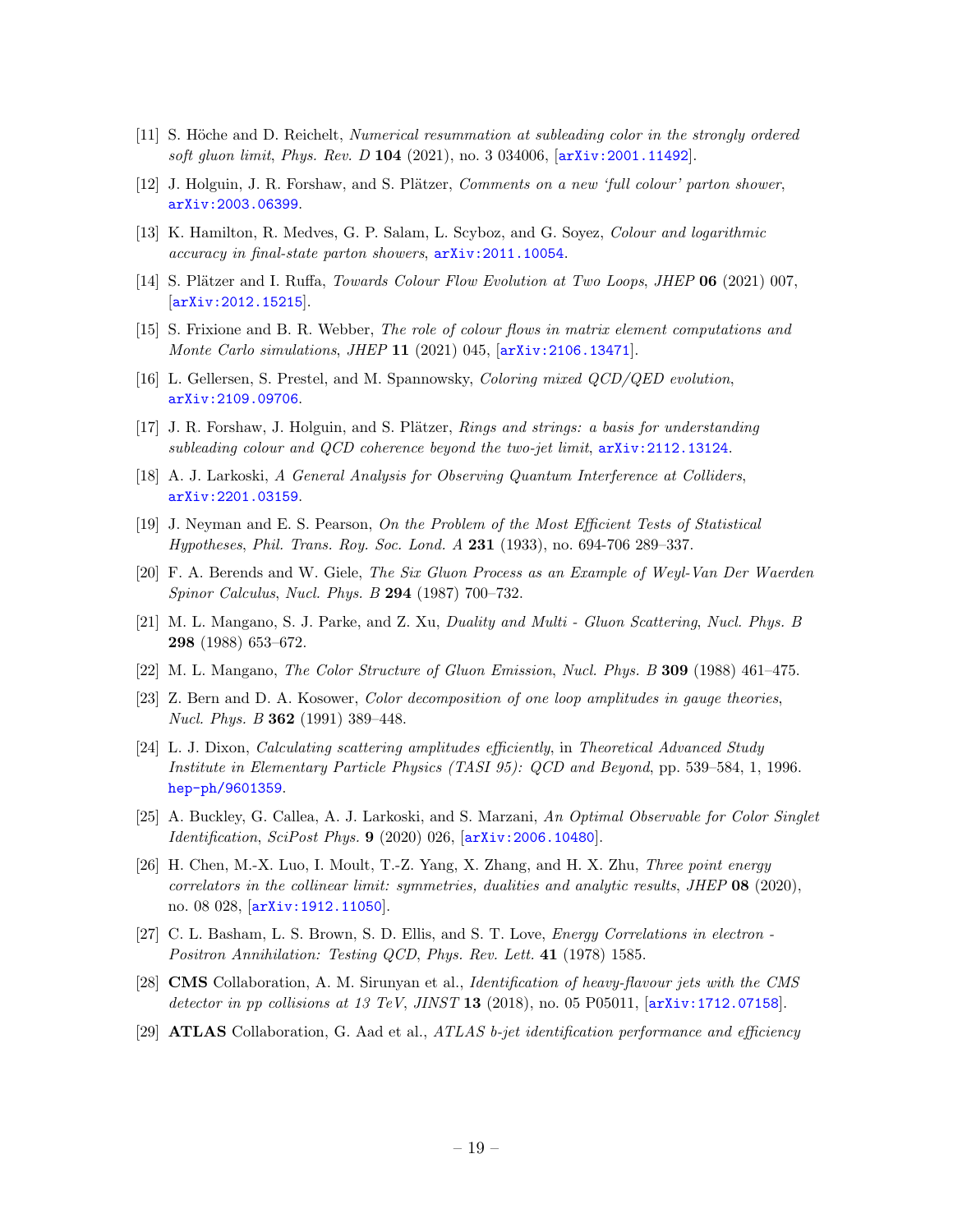[11] S. Höche and D. Reichelt, *Numerical resummation at subleading color in the strongly ordered soft gluon limit*, *Phys. Rev. D* **104** (2021), no. 3 034006, [arXiv:2001.11492].

[12] J. Holguin, J. R. Forshaw, and S. Plätzer, *Comments on a new 'full colour' parton shower*, arXiv:2003.06399.

[13] K. Hamilton, R. Medves, G. P. Salam, L. Scyboz, and G. Soyez, *Colour and logarithmic accuracy in final-state parton showers*, arXiv:2011.10054.

[14] S. Plätzer and I. Ruffa, *Towards Colour Flow Evolution at Two Loops*, *JHEP* **06** (2021) 007, [arXiv:2012.15215].

[15] S. Frixione and B. R. Webber, *The role of colour flows in matrix element computations and Monte Carlo simulations*, *JHEP* **11** (2021) 045, [arXiv:2106.13471].

[16] L. Gellersen, S. Prestel, and M. Spannowsky, *Coloring mixed QCD/QED evolution*, arXiv:2109.09706.

[17] J. R. Forshaw, J. Holguin, and S. Plätzer, *Rings and strings: a basis for understanding subleading colour and QCD coherence beyond the two-jet limit*, arXiv:2112.13124.

[18] A. J. Larkoski, *A General Analysis for Observing Quantum Interference at Colliders*, arXiv:2201.03159.

[19] J. Neyman and E. S. Pearson, *On the Problem of the Most Efficient Tests of Statistical Hypotheses*, *Phil. Trans. Roy. Soc. Lond. A* **231** (1933), no. 694-706 289–337.

[20] F. A. Berends and W. Giele, *The Six Gluon Process as an Example of Weyl-Van Der Waerden Spinor Calculus*, *Nucl. Phys. B* **294** (1987) 700–732.

[21] M. L. Mangano, S. J. Parke, and Z. Xu, *Duality and Multi - Gluon Scattering*, *Nucl. Phys. B* **298** (1988) 653–672.

[22] M. L. Mangano, *The Color Structure of Gluon Emission*, *Nucl. Phys. B* **309** (1988) 461–475.

[23] Z. Bern and D. A. Kosower, *Color decomposition of one loop amplitudes in gauge theories*, *Nucl. Phys. B* **362** (1991) 389–448.

[24] L. J. Dixon, *Calculating scattering amplitudes efficiently*, in *Theoretical Advanced Study Institute in Elementary Particle Physics (TASI 95): QCD and Beyond*, pp. 539–584, 1, 1996. hep-ph/9601359.

[25] A. Buckley, G. Callea, A. J. Larkoski, and S. Marzani, *An Optimal Observable for Color Singlet Identification*, *SciPost Phys.* **9** (2020) 026, [arXiv:2006.10480].

[26] H. Chen, M.-X. Luo, I. Moult, T.-Z. Yang, X. Zhang, and H. X. Zhu, *Three point energy correlators in the collinear limit: symmetries, dualities and analytic results*, *JHEP* **08** (2020), no. 08 028, [arXiv:1912.11050].

[27] C. L. Basham, L. S. Brown, S. D. Ellis, and S. T. Love, *Energy Correlations in electron - Positron Annihilation: Testing QCD*, *Phys. Rev. Lett.* **41** (1978) 1585.

[28] **CMS** Collaboration, A. M. Sirunyan et al., *Identification of heavy-flavour jets with the CMS detector in pp collisions at 13 TeV*, *JINST* **13** (2018), no. 05 P05011, [arXiv:1712.07158].

[29] **ATLAS** Collaboration, G. Aad et al., *ATLAS b-jet identification performance and efficiency*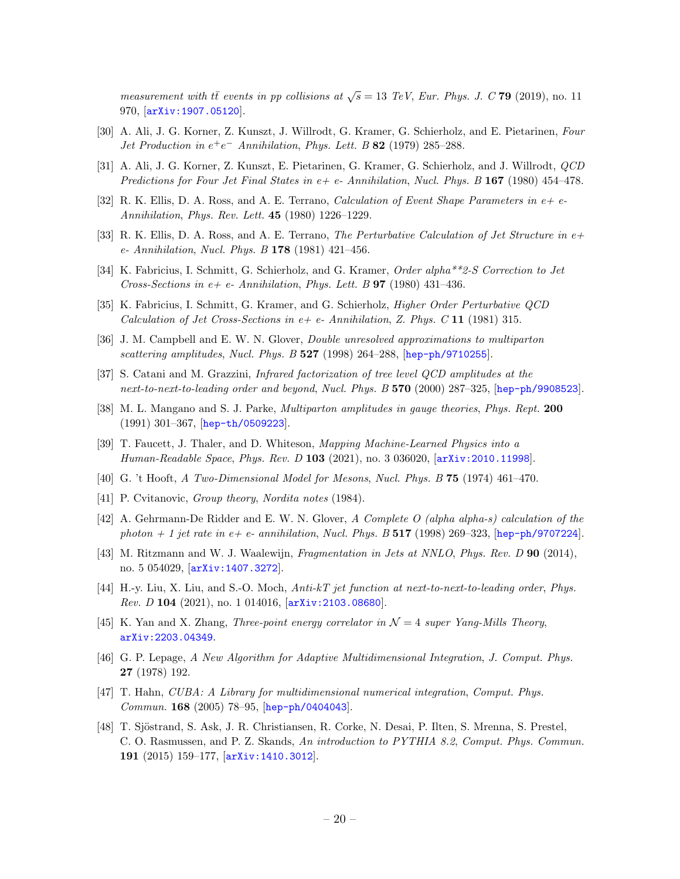*measurement with $t\bar{t}$ events in pp collisions at $\sqrt{s} = 13$ TeV*, *Eur. Phys. J. C* **79** (2019), no. 11 970, [arXiv:1907.05120].

[30] A. Ali, J. G. Korner, Z. Kunszt, J. Willrodt, G. Kramer, G. Schierholz, and E. Pietarinen, *Four Jet Production in $e^+e^-$ Annihilation*, *Phys. Lett. B* **82** (1979) 285–288.

[31] A. Ali, J. G. Korner, Z. Kunszt, E. Pietarinen, G. Kramer, G. Schierholz, and J. Willrodt, *QCD Predictions for Four Jet Final States in e+ e- Annihilation*, *Nucl. Phys. B* **167** (1980) 454–478.

[32] R. K. Ellis, D. A. Ross, and A. E. Terrano, *Calculation of Event Shape Parameters in e+ e- Annihilation*, *Phys. Rev. Lett.* **45** (1980) 1226–1229.

[33] R. K. Ellis, D. A. Ross, and A. E. Terrano, *The Perturbative Calculation of Jet Structure in e+ e- Annihilation*, *Nucl. Phys. B* **178** (1981) 421–456.

[34] K. Fabricius, I. Schmitt, G. Schierholz, and G. Kramer, *Order alpha**2-S Correction to Jet Cross-Sections in e+ e- Annihilation*, *Phys. Lett. B* **97** (1980) 431–436.

[35] K. Fabricius, I. Schmitt, G. Kramer, and G. Schierholz, *Higher Order Perturbative QCD Calculation of Jet Cross-Sections in e+ e- Annihilation*, *Z. Phys. C* **11** (1981) 315.

[36] J. M. Campbell and E. W. N. Glover, *Double unresolved approximations to multiparton scattering amplitudes*, *Nucl. Phys. B* **527** (1998) 264–288, [hep-ph/9710255].

[37] S. Catani and M. Grazzini, *Infrared factorization of tree level QCD amplitudes at the next-to-next-to-leading order and beyond*, *Nucl. Phys. B* **570** (2000) 287–325, [hep-ph/9908523].

[38] M. L. Mangano and S. J. Parke, *Multiparton amplitudes in gauge theories*, *Phys. Rept.* **200** (1991) 301–367, [hep-th/0509223].

[39] T. Faucett, J. Thaler, and D. Whiteson, *Mapping Machine-Learned Physics into a Human-Readable Space*, *Phys. Rev. D* **103** (2021), no. 3 036020, [arXiv:2010.11998].

[40] G. 't Hooft, *A Two-Dimensional Model for Mesons*, *Nucl. Phys. B* **75** (1974) 461–470.

[41] P. Cvitanovic, *Group theory*, *Nordita notes* (1984).

[42] A. Gehrmann-De Ridder and E. W. N. Glover, *A Complete O (alpha alpha-s) calculation of the photon + 1 jet rate in e+ e- annihilation*, *Nucl. Phys. B* **517** (1998) 269–323, [hep-ph/9707224].

[43] M. Ritzmann and W. J. Waalewijn, *Fragmentation in Jets at NNLO*, *Phys. Rev. D* **90** (2014), no. 5 054029, [arXiv:1407.3272].

[44] H.-y. Liu, X. Liu, and S.-O. Moch, *Anti-kT jet function at next-to-next-to-leading order*, *Phys. Rev. D* **104** (2021), no. 1 014016, [arXiv:2103.08680].

[45] K. Yan and X. Zhang, *Three-point energy correlator in $\mathcal{N} = 4$ super Yang-Mills Theory*, arXiv:2203.04349.

[46] G. P. Lepage, *A New Algorithm for Adaptive Multidimensional Integration*, *J. Comput. Phys.* **27** (1978) 192.

[47] T. Hahn, *CUBA: A Library for multidimensional numerical integration*, *Comput. Phys. Commun.* **168** (2005) 78–95, [hep-ph/0404043].

[48] T. Sjöstrand, S. Ask, J. R. Christiansen, R. Corke, N. Desai, P. Ilten, S. Mrenna, S. Prestel, C. O. Rasmussen, and P. Z. Skands, *An introduction to PYTHIA 8.2*, *Comput. Phys. Commun.* **191** (2015) 159–177, [arXiv:1410.3012].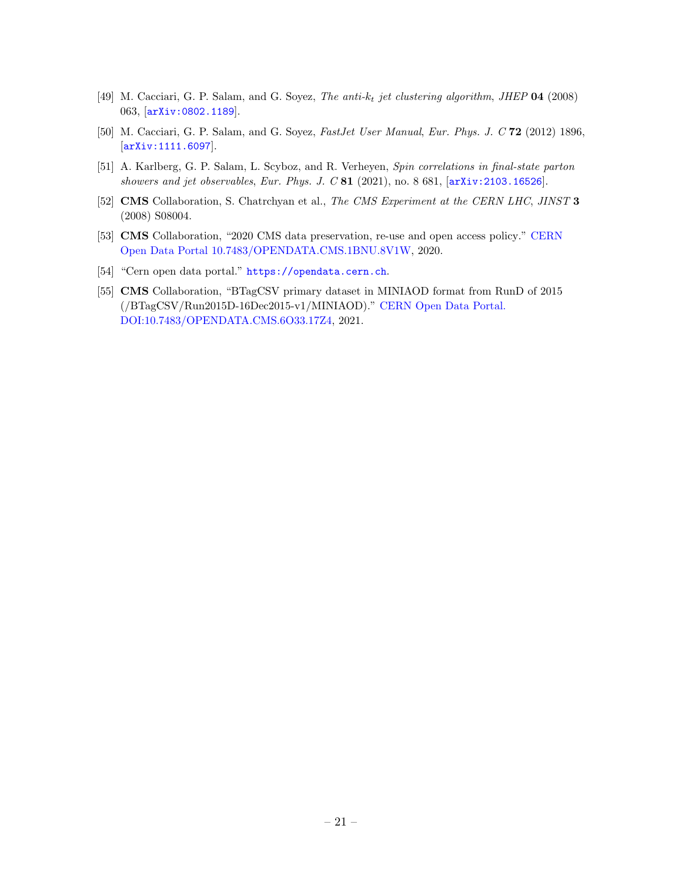[49] M. Cacciari, G. P. Salam, and G. Soyez, *The anti-$k_t$ jet clustering algorithm*, *JHEP* **04** (2008) 063, [arXiv:0802.1189].

[50] M. Cacciari, G. P. Salam, and G. Soyez, *FastJet User Manual*, *Eur. Phys. J. C* **72** (2012) 1896, [arXiv:1111.6097].

[51] A. Karlberg, G. P. Salam, L. Scyboz, and R. Verheyen, *Spin correlations in final-state parton showers and jet observables*, *Eur. Phys. J. C* **81** (2021), no. 8 681, [arXiv:2103.16526].

[52] **CMS** Collaboration, S. Chatrchyan et al., *The CMS Experiment at the CERN LHC*, *JINST* **3** (2008) S08004.

[53] **CMS** Collaboration, "2020 CMS data preservation, re-use and open access policy." CERN Open Data Portal 10.7483/OPENDATA.CMS.1BNU.8V1W, 2020.

[54] "Cern open data portal." https://opendata.cern.ch.

[55] **CMS** Collaboration, "BTagCSV primary dataset in MINIAOD format from RunD of 2015 (/BTagCSV/Run2015D-16Dec2015-v1/MINIAOD)." CERN Open Data Portal. DOI:10.7483/OPENDATA.CMS.6O33.17Z4, 2021.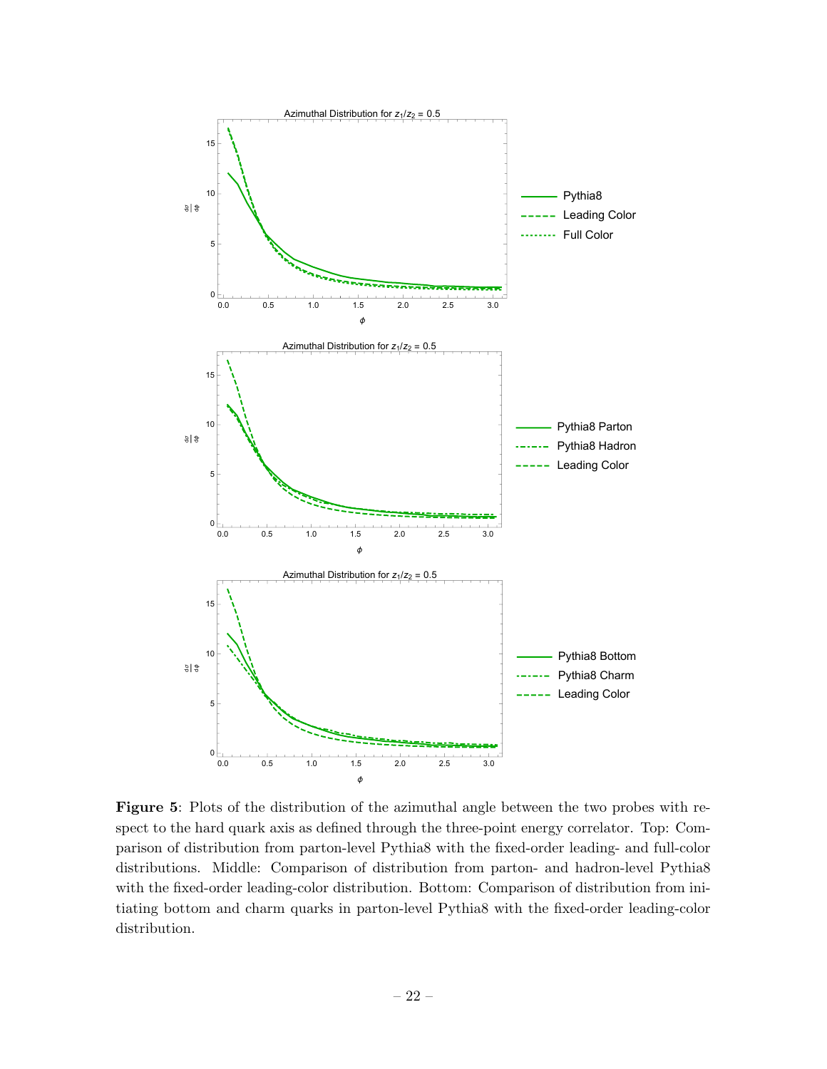Azimuthal Distribution for $z_1/z_2$ = 0.5

$\frac{d\sigma}{d\phi}$

$\phi$

Pythia8

Leading Color

Full Color

Azimuthal Distribution for $z_1/z_2$ = 0.5

$\frac{d\sigma}{d\phi}$

$\phi$

Pythia8 Parton

Pythia8 Hadron

Leading Color

Azimuthal Distribution for $z_1/z_2$ = 0.5

$\frac{d\sigma}{d\phi}$

$\phi$

Pythia8 Bottom

Pythia8 Charm

Leading Color

**Figure 5**: Plots of the distribution of the azimuthal angle between the two probes with respect to the hard quark axis as defined through the three-point energy correlator. Top: Comparison of distribution from parton-level Pythia8 with the fixed-order leading- and full-color distributions. Middle: Comparison of distribution from parton- and hadron-level Pythia8 with the fixed-order leading-color distribution. Bottom: Comparison of distribution from initiating bottom and charm quarks in parton-level Pythia8 with the fixed-order leading-color distribution.